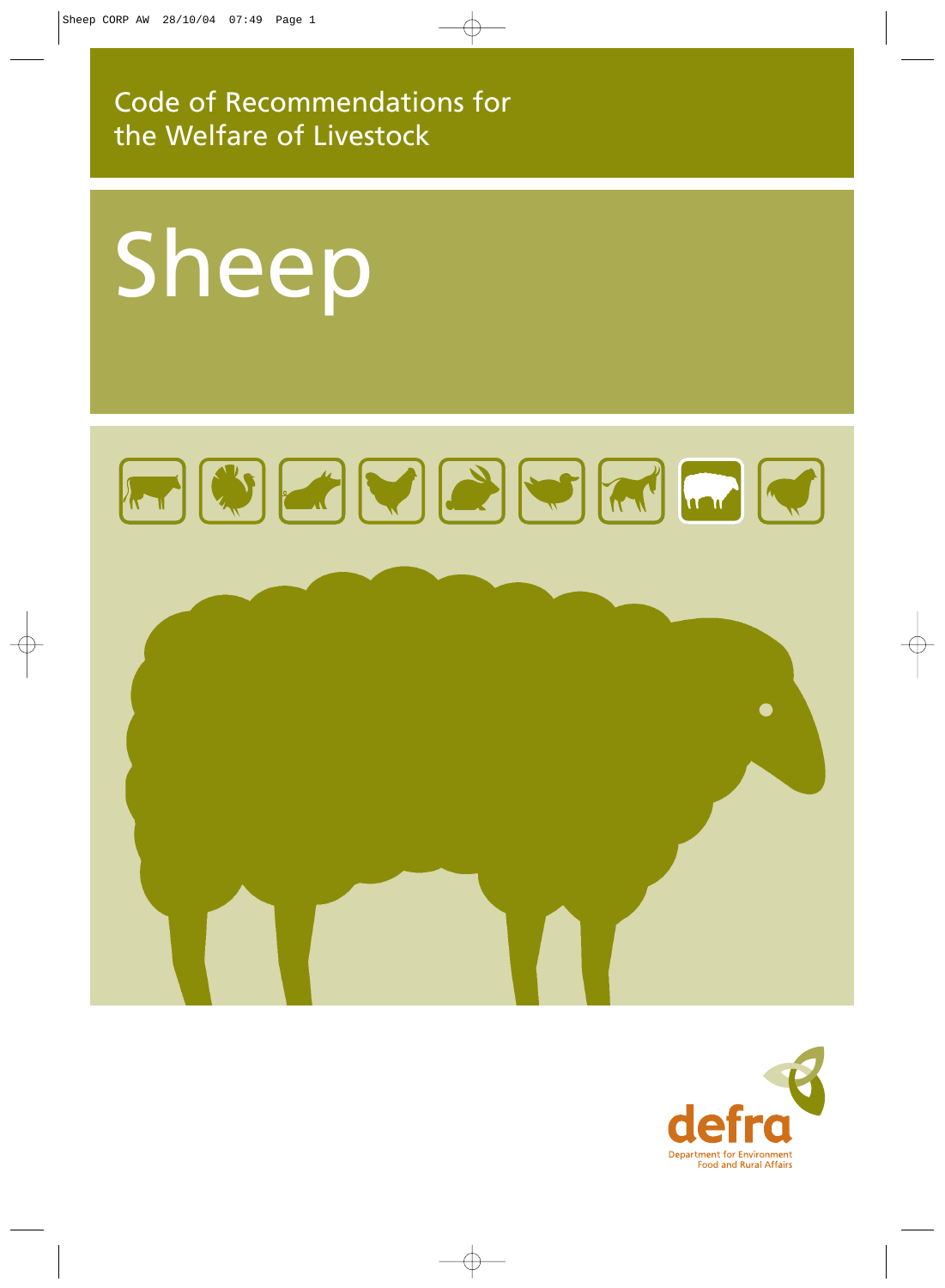Code of Recommendations for the Welfare of Livestock

# Sheep

defra

Department for Environment Food and Rural Affairs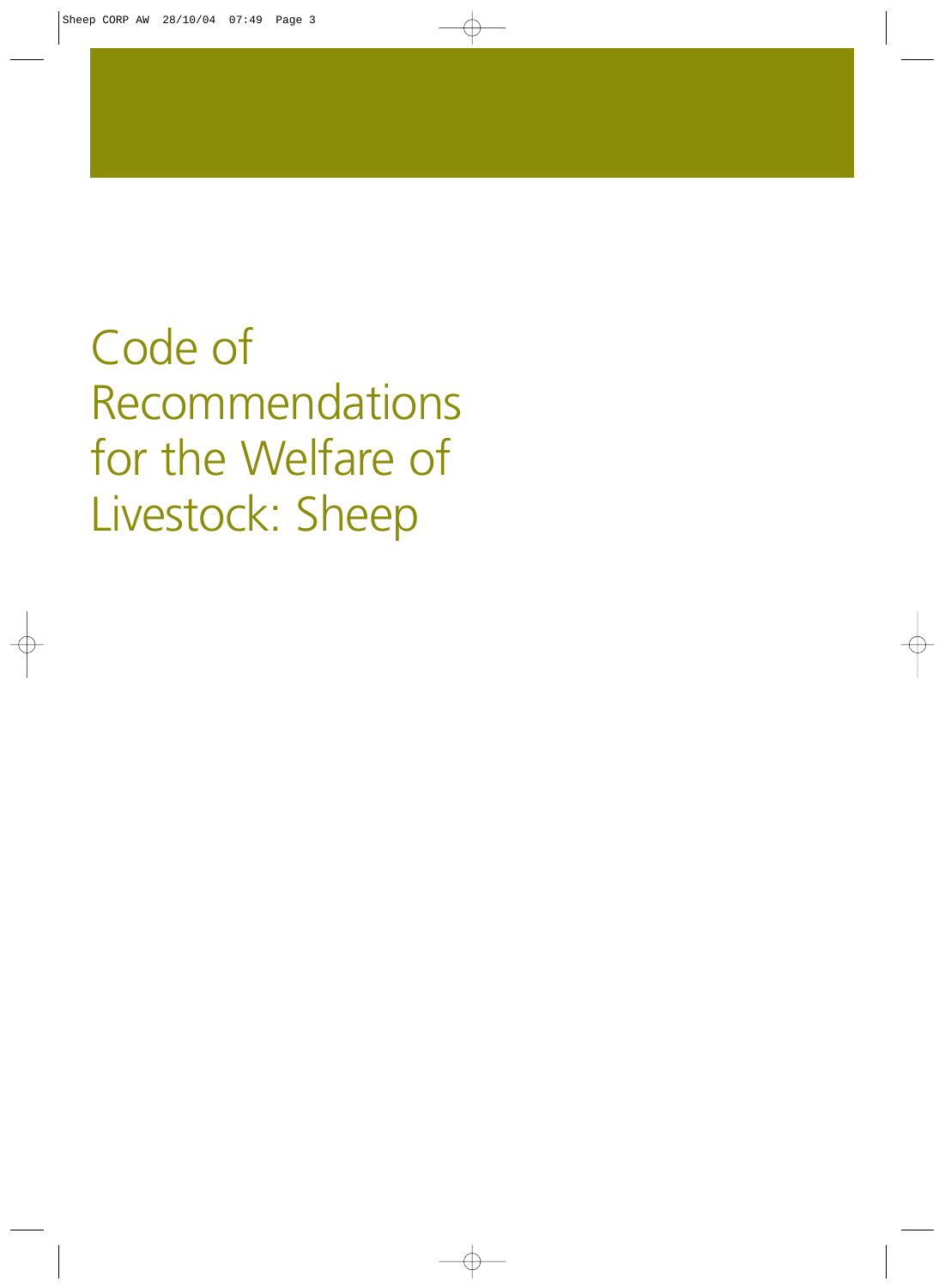# Code of Recommendations for the Welfare of Livestock: Sheep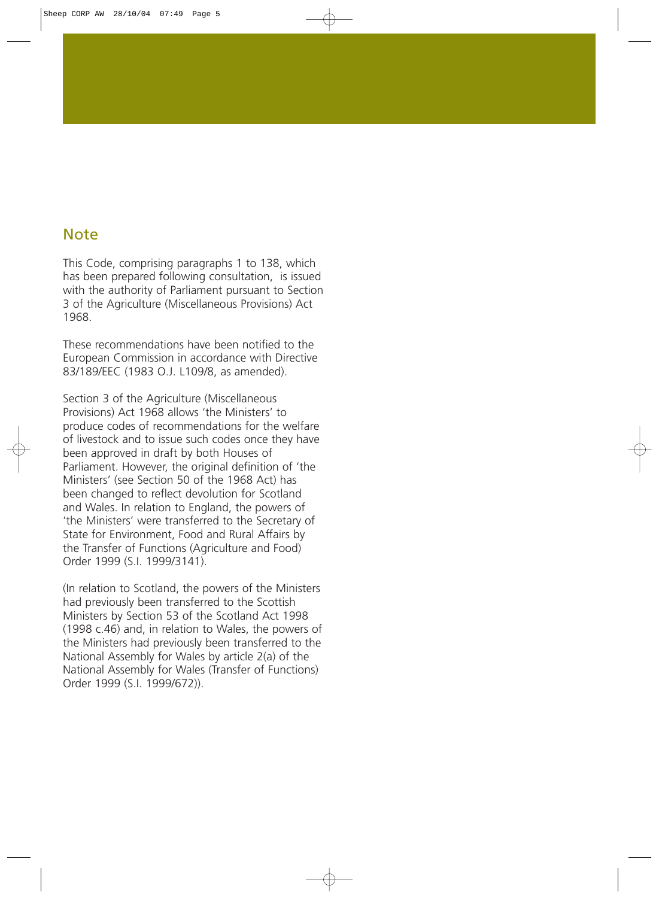## Note

This Code, comprising paragraphs 1 to 138, which has been prepared following consultation, is issued with the authority of Parliament pursuant to Section 3 of the Agriculture (Miscellaneous Provisions) Act 1968.

These recommendations have been notified to the European Commission in accordance with Directive 83/189/EEC (1983 O.J. L109/8, as amended).

Section 3 of the Agriculture (Miscellaneous Provisions) Act 1968 allows 'the Ministers' to produce codes of recommendations for the welfare of livestock and to issue such codes once they have been approved in draft by both Houses of Parliament. However, the original definition of 'the Ministers' (see Section 50 of the 1968 Act) has been changed to reflect devolution for Scotland and Wales. In relation to England, the powers of 'the Ministers' were transferred to the Secretary of State for Environment, Food and Rural Affairs by the Transfer of Functions (Agriculture and Food) Order 1999 (S.I. 1999/3141).

(In relation to Scotland, the powers of the Ministers had previously been transferred to the Scottish Ministers by Section 53 of the Scotland Act 1998 (1998 c.46) and, in relation to Wales, the powers of the Ministers had previously been transferred to the National Assembly for Wales by article 2(a) of the National Assembly for Wales (Transfer of Functions) Order 1999 (S.I. 1999/672)).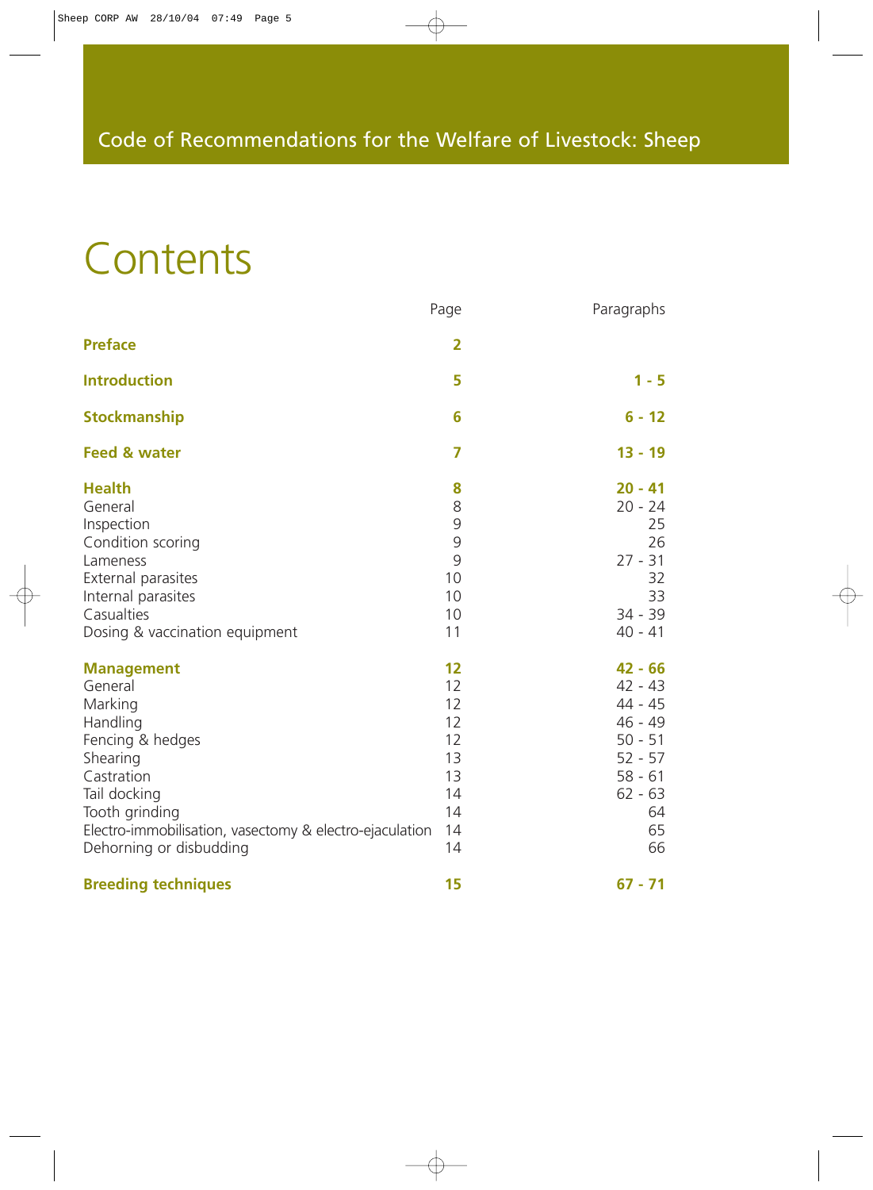Code of Recommendations for the Welfare of Livestock: Sheep

# Contents

| | Page | Paragraphs |
|---|---|---|
| **Preface** | **2** | |
| **Introduction** | **5** | **1 - 5** |
| **Stockmanship** | **6** | **6 - 12** |
| **Feed & water** | **7** | **13 - 19** |
| **Health** | **8** | **20 - 41** |
| General | 8 | 20 - 24 |
| Inspection | 9 | 25 |
| Condition scoring | 9 | 26 |
| Lameness | 9 | 27 - 31 |
| External parasites | 10 | 32 |
| Internal parasites | 10 | 33 |
| Casualties | 10 | 34 - 39 |
| Dosing & vaccination equipment | 11 | 40 - 41 |
| **Management** | **12** | **42 - 66** |
| General | 12 | 42 - 43 |
| Marking | 12 | 44 - 45 |
| Handling | 12 | 46 - 49 |
| Fencing & hedges | 12 | 50 - 51 |
| Shearing | 13 | 52 - 57 |
| Castration | 13 | 58 - 61 |
| Tail docking | 14 | 62 - 63 |
| Tooth grinding | 14 | 64 |
| Electro-immobilisation, vasectomy & electro-ejaculation | 14 | 65 |
| Dehorning or disbudding | 14 | 66 |
| **Breeding techniques** | **15** | **67 - 71** |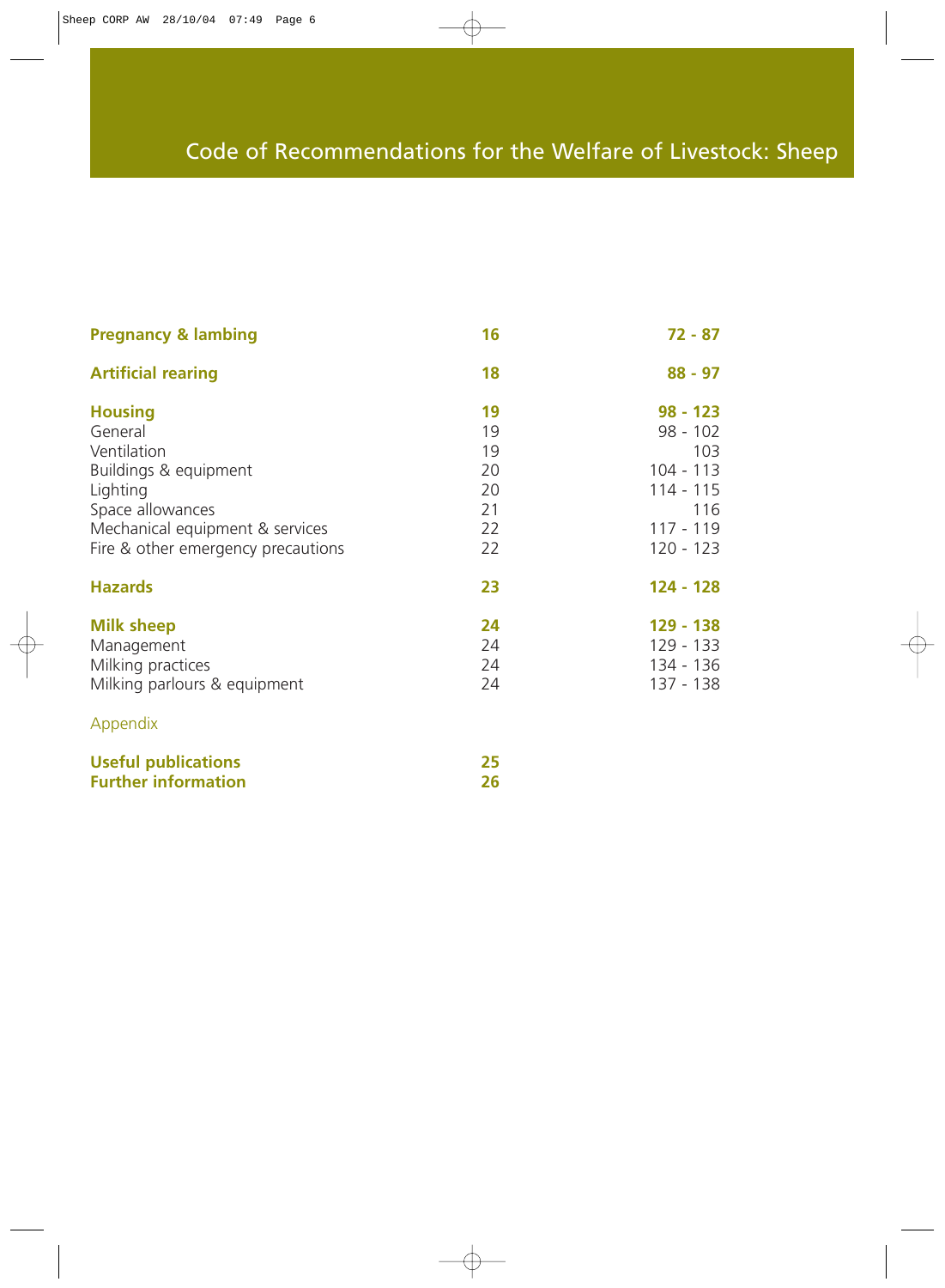# Code of Recommendations for the Welfare of Livestock: Sheep

| | | |
|---|---|---|
| **Pregnancy & lambing** | **16** | **72 - 87** |
| **Artificial rearing** | **18** | **88 - 97** |
| **Housing** | **19** | **98 - 123** |
| General | 19 | 98 - 102 |
| Ventilation | 19 | 103 |
| Buildings & equipment | 20 | 104 - 113 |
| Lighting | 20 | 114 - 115 |
| Space allowances | 21 | 116 |
| Mechanical equipment & services | 22 | 117 - 119 |
| Fire & other emergency precautions | 22 | 120 - 123 |
| **Hazards** | **23** | **124 - 128** |
| **Milk sheep** | **24** | **129 - 138** |
| Management | 24 | 129 - 133 |
| Milking practices | 24 | 134 - 136 |
| Milking parlours & equipment | 24 | 137 - 138 |

Appendix

| | |
|---|---|
| **Useful publications** | **25** |
| **Further information** | **26** |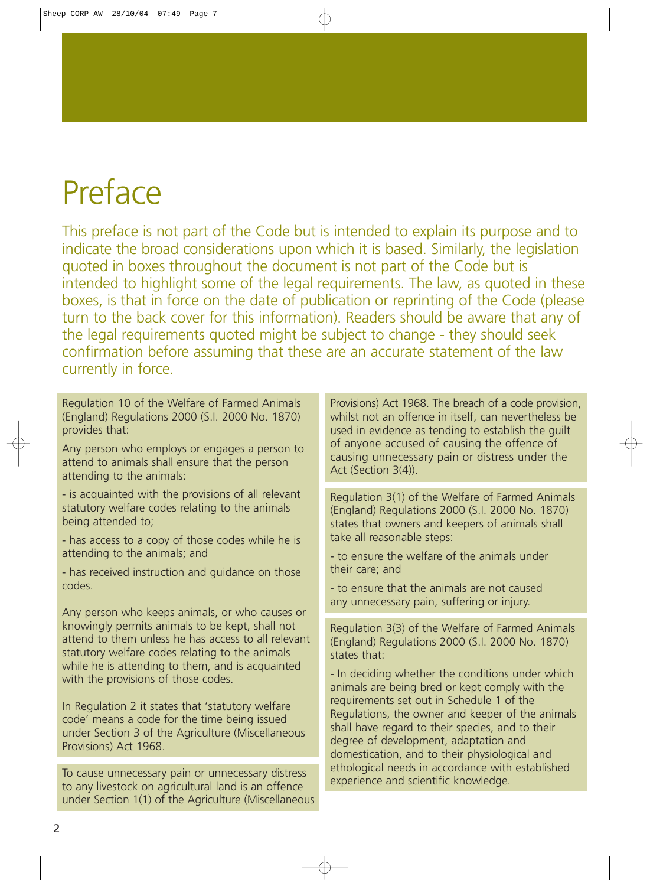# Preface

This preface is not part of the Code but is intended to explain its purpose and to indicate the broad considerations upon which it is based. Similarly, the legislation quoted in boxes throughout the document is not part of the Code but is intended to highlight some of the legal requirements. The law, as quoted in these boxes, is that in force on the date of publication or reprinting of the Code (please turn to the back cover for this information). Readers should be aware that any of the legal requirements quoted might be subject to change - they should seek confirmation before assuming that these are an accurate statement of the law currently in force.

Regulation 10 of the Welfare of Farmed Animals (England) Regulations 2000 (S.I. 2000 No. 1870) provides that:

Any person who employs or engages a person to attend to animals shall ensure that the person attending to the animals:

- is acquainted with the provisions of all relevant statutory welfare codes relating to the animals being attended to;
- has access to a copy of those codes while he is attending to the animals; and
- has received instruction and guidance on those codes.

Any person who keeps animals, or who causes or knowingly permits animals to be kept, shall not attend to them unless he has access to all relevant statutory welfare codes relating to the animals while he is attending to them, and is acquainted with the provisions of those codes.

In Regulation 2 it states that 'statutory welfare code' means a code for the time being issued under Section 3 of the Agriculture (Miscellaneous Provisions) Act 1968.

To cause unnecessary pain or unnecessary distress to any livestock on agricultural land is an offence under Section 1(1) of the Agriculture (Miscellaneous Provisions) Act 1968. The breach of a code provision, whilst not an offence in itself, can nevertheless be used in evidence as tending to establish the guilt of anyone accused of causing the offence of causing unnecessary pain or distress under the Act (Section 3(4)).

Regulation 3(1) of the Welfare of Farmed Animals (England) Regulations 2000 (S.I. 2000 No. 1870) states that owners and keepers of animals shall take all reasonable steps:

- to ensure the welfare of the animals under their care; and
- to ensure that the animals are not caused any unnecessary pain, suffering or injury.

Regulation 3(3) of the Welfare of Farmed Animals (England) Regulations 2000 (S.I. 2000 No. 1870) states that:

- In deciding whether the conditions under which animals are being bred or kept comply with the requirements set out in Schedule 1 of the Regulations, the owner and keeper of the animals shall have regard to their species, and to their degree of development, adaptation and domestication, and to their physiological and ethological needs in accordance with established experience and scientific knowledge.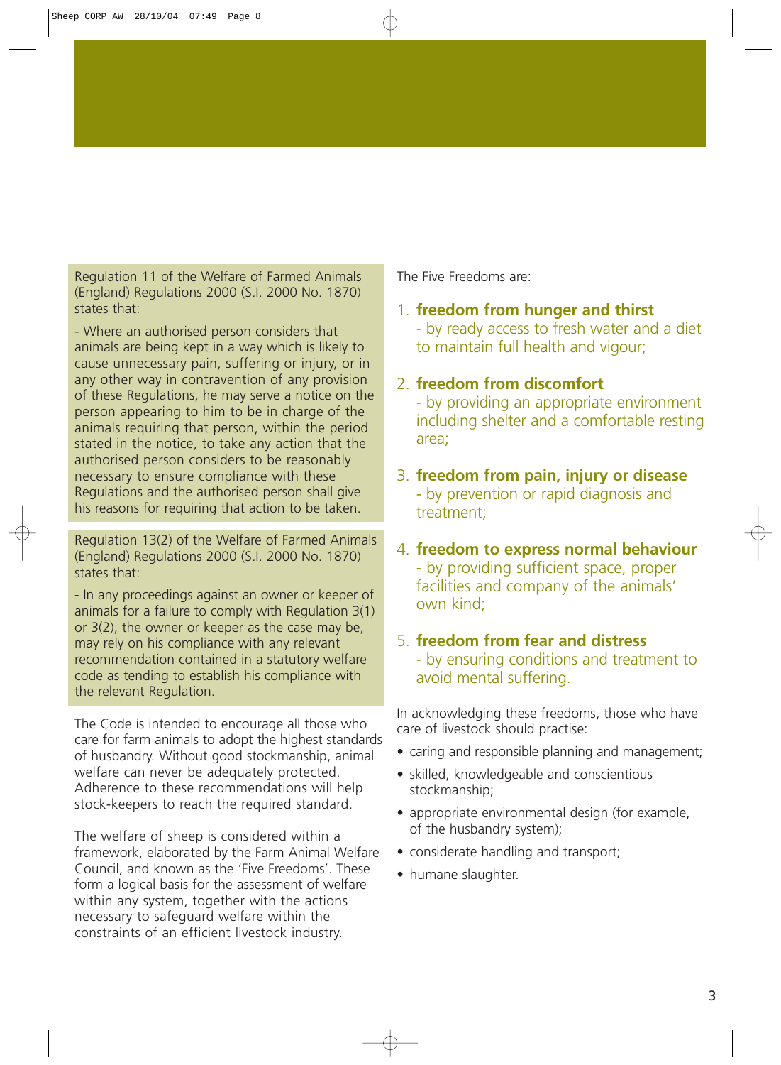Regulation 11 of the Welfare of Farmed Animals (England) Regulations 2000 (S.I. 2000 No. 1870) states that:

- Where an authorised person considers that animals are being kept in a way which is likely to cause unnecessary pain, suffering or injury, or in any other way in contravention of any provision of these Regulations, he may serve a notice on the person appearing to him to be in charge of the animals requiring that person, within the period stated in the notice, to take any action that the authorised person considers to be reasonably necessary to ensure compliance with these Regulations and the authorised person shall give his reasons for requiring that action to be taken.

Regulation 13(2) of the Welfare of Farmed Animals (England) Regulations 2000 (S.I. 2000 No. 1870) states that:

- In any proceedings against an owner or keeper of animals for a failure to comply with Regulation 3(1) or 3(2), the owner or keeper as the case may be, may rely on his compliance with any relevant recommendation contained in a statutory welfare code as tending to establish his compliance with the relevant Regulation.

The Code is intended to encourage all those who care for farm animals to adopt the highest standards of husbandry. Without good stockmanship, animal welfare can never be adequately protected. Adherence to these recommendations will help stock-keepers to reach the required standard.

The welfare of sheep is considered within a framework, elaborated by the Farm Animal Welfare Council, and known as the 'Five Freedoms'. These form a logical basis for the assessment of welfare within any system, together with the actions necessary to safeguard welfare within the constraints of an efficient livestock industry.

The Five Freedoms are:

1. **freedom from hunger and thirst**
   - by ready access to fresh water and a diet to maintain full health and vigour;
2. **freedom from discomfort**
   - by providing an appropriate environment including shelter and a comfortable resting area;
3. **freedom from pain, injury or disease**
   - by prevention or rapid diagnosis and treatment;
4. **freedom to express normal behaviour**
   - by providing sufficient space, proper facilities and company of the animals' own kind;
5. **freedom from fear and distress**
   - by ensuring conditions and treatment to avoid mental suffering.

In acknowledging these freedoms, those who have care of livestock should practise:

- caring and responsible planning and management;
- skilled, knowledgeable and conscientious stockmanship;
- appropriate environmental design (for example, of the husbandry system);
- considerate handling and transport;
- humane slaughter.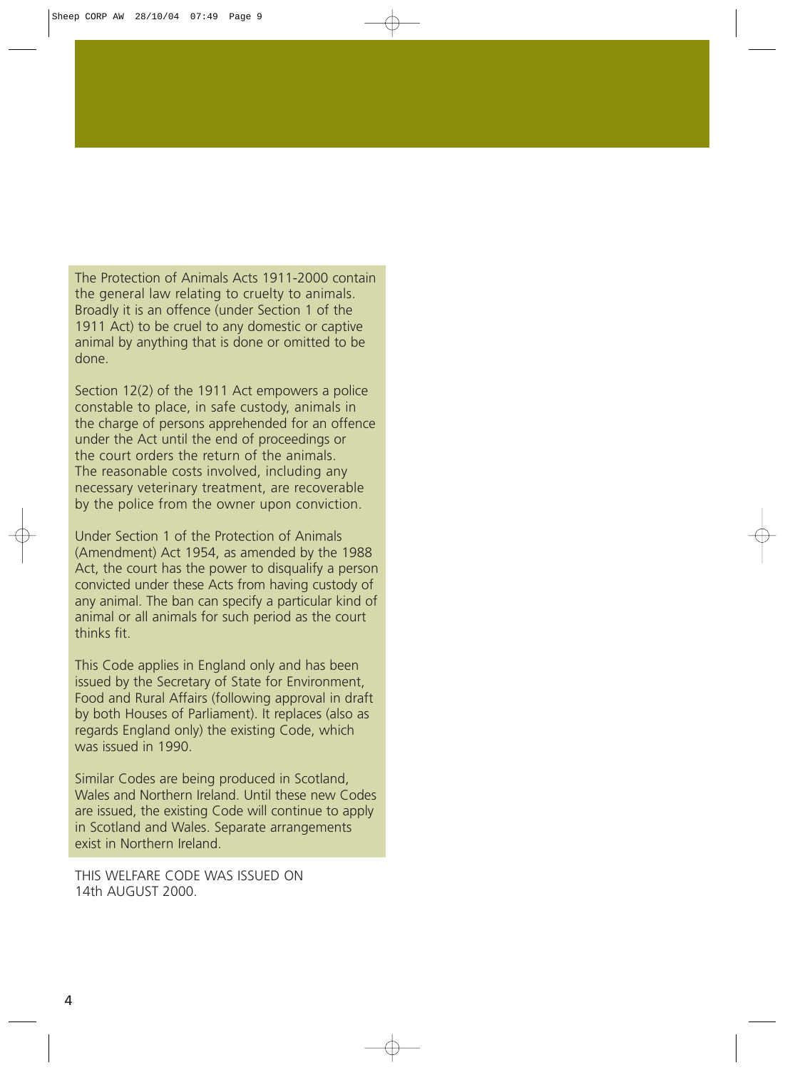The Protection of Animals Acts 1911-2000 contain the general law relating to cruelty to animals. Broadly it is an offence (under Section 1 of the 1911 Act) to be cruel to any domestic or captive animal by anything that is done or omitted to be done.

Section 12(2) of the 1911 Act empowers a police constable to place, in safe custody, animals in the charge of persons apprehended for an offence under the Act until the end of proceedings or the court orders the return of the animals. The reasonable costs involved, including any necessary veterinary treatment, are recoverable by the police from the owner upon conviction.

Under Section 1 of the Protection of Animals (Amendment) Act 1954, as amended by the 1988 Act, the court has the power to disqualify a person convicted under these Acts from having custody of any animal. The ban can specify a particular kind of animal or all animals for such period as the court thinks fit.

This Code applies in England only and has been issued by the Secretary of State for Environment, Food and Rural Affairs (following approval in draft by both Houses of Parliament). It replaces (also as regards England only) the existing Code, which was issued in 1990.

Similar Codes are being produced in Scotland, Wales and Northern Ireland. Until these new Codes are issued, the existing Code will continue to apply in Scotland and Wales. Separate arrangements exist in Northern Ireland.

THIS WELFARE CODE WAS ISSUED ON 14th AUGUST 2000.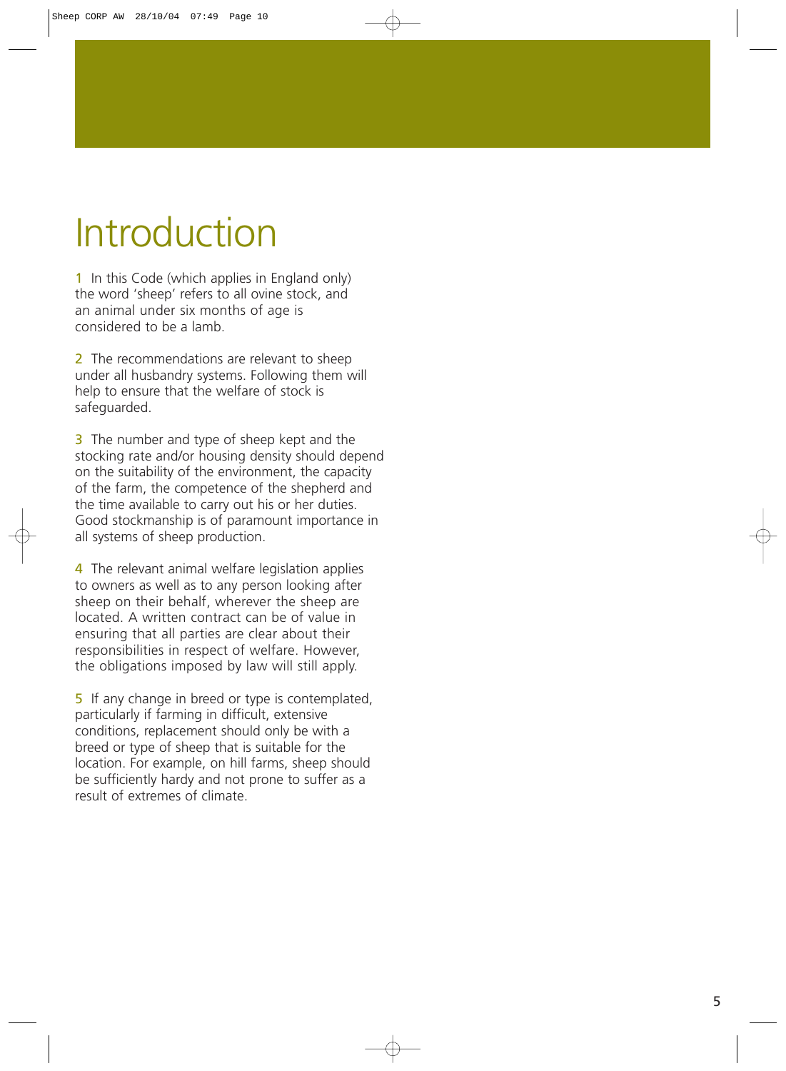# Introduction

1 In this Code (which applies in England only) the word 'sheep' refers to all ovine stock, and an animal under six months of age is considered to be a lamb.

2 The recommendations are relevant to sheep under all husbandry systems. Following them will help to ensure that the welfare of stock is safeguarded.

3 The number and type of sheep kept and the stocking rate and/or housing density should depend on the suitability of the environment, the capacity of the farm, the competence of the shepherd and the time available to carry out his or her duties. Good stockmanship is of paramount importance in all systems of sheep production.

4 The relevant animal welfare legislation applies to owners as well as to any person looking after sheep on their behalf, wherever the sheep are located. A written contract can be of value in ensuring that all parties are clear about their responsibilities in respect of welfare. However, the obligations imposed by law will still apply.

5 If any change in breed or type is contemplated, particularly if farming in difficult, extensive conditions, replacement should only be with a breed or type of sheep that is suitable for the location. For example, on hill farms, sheep should be sufficiently hardy and not prone to suffer as a result of extremes of climate.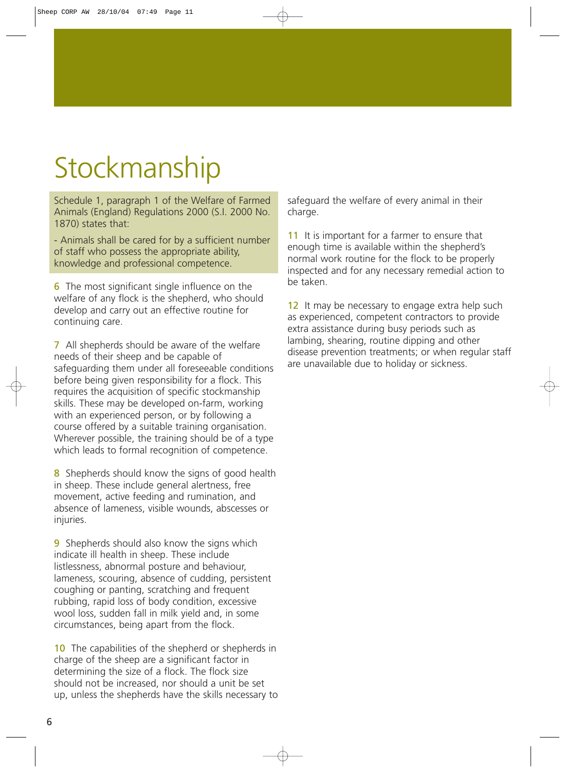# Stockmanship

Schedule 1, paragraph 1 of the Welfare of Farmed Animals (England) Regulations 2000 (S.I. 2000 No. 1870) states that:

- Animals shall be cared for by a sufficient number of staff who possess the appropriate ability, knowledge and professional competence.

**6** The most significant single influence on the welfare of any flock is the shepherd, who should develop and carry out an effective routine for continuing care.

**7** All shepherds should be aware of the welfare needs of their sheep and be capable of safeguarding them under all foreseeable conditions before being given responsibility for a flock. This requires the acquisition of specific stockmanship skills. These may be developed on-farm, working with an experienced person, or by following a course offered by a suitable training organisation. Wherever possible, the training should be of a type which leads to formal recognition of competence.

**8** Shepherds should know the signs of good health in sheep. These include general alertness, free movement, active feeding and rumination, and absence of lameness, visible wounds, abscesses or injuries.

**9** Shepherds should also know the signs which indicate ill health in sheep. These include listlessness, abnormal posture and behaviour, lameness, scouring, absence of cudding, persistent coughing or panting, scratching and frequent rubbing, rapid loss of body condition, excessive wool loss, sudden fall in milk yield and, in some circumstances, being apart from the flock.

**10** The capabilities of the shepherd or shepherds in charge of the sheep are a significant factor in determining the size of a flock. The flock size should not be increased, nor should a unit be set up, unless the shepherds have the skills necessary to safeguard the welfare of every animal in their charge.

**11** It is important for a farmer to ensure that enough time is available within the shepherd's normal work routine for the flock to be properly inspected and for any necessary remedial action to be taken.

**12** It may be necessary to engage extra help such as experienced, competent contractors to provide extra assistance during busy periods such as lambing, shearing, routine dipping and other disease prevention treatments; or when regular staff are unavailable due to holiday or sickness.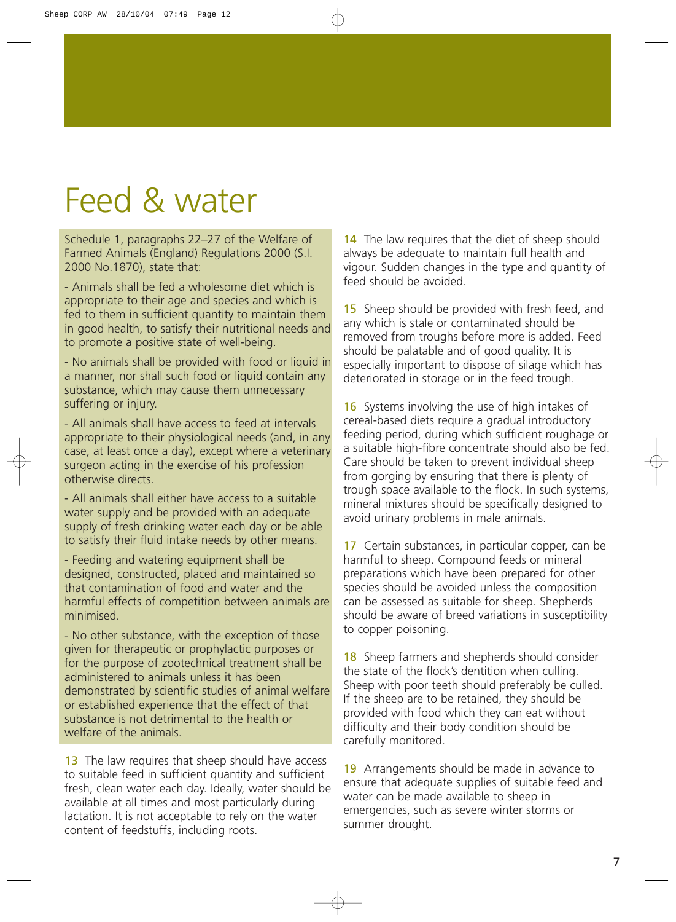# Feed & water

Schedule 1, paragraphs 22–27 of the Welfare of Farmed Animals (England) Regulations 2000 (S.I. 2000 No.1870), state that:

- Animals shall be fed a wholesome diet which is appropriate to their age and species and which is fed to them in sufficient quantity to maintain them in good health, to satisfy their nutritional needs and to promote a positive state of well-being.

- No animals shall be provided with food or liquid in a manner, nor shall such food or liquid contain any substance, which may cause them unnecessary suffering or injury.

- All animals shall have access to feed at intervals appropriate to their physiological needs (and, in any case, at least once a day), except where a veterinary surgeon acting in the exercise of his profession otherwise directs.

- All animals shall either have access to a suitable water supply and be provided with an adequate supply of fresh drinking water each day or be able to satisfy their fluid intake needs by other means.

- Feeding and watering equipment shall be designed, constructed, placed and maintained so that contamination of food and water and the harmful effects of competition between animals are minimised.

- No other substance, with the exception of those given for therapeutic or prophylactic purposes or for the purpose of zootechnical treatment shall be administered to animals unless it has been demonstrated by scientific studies of animal welfare or established experience that the effect of that substance is not detrimental to the health or welfare of the animals.

**13** The law requires that sheep should have access to suitable feed in sufficient quantity and sufficient fresh, clean water each day. Ideally, water should be available at all times and most particularly during lactation. It is not acceptable to rely on the water content of feedstuffs, including roots.

**14** The law requires that the diet of sheep should always be adequate to maintain full health and vigour. Sudden changes in the type and quantity of feed should be avoided.

**15** Sheep should be provided with fresh feed, and any which is stale or contaminated should be removed from troughs before more is added. Feed should be palatable and of good quality. It is especially important to dispose of silage which has deteriorated in storage or in the feed trough.

**16** Systems involving the use of high intakes of cereal-based diets require a gradual introductory feeding period, during which sufficient roughage or a suitable high-fibre concentrate should also be fed. Care should be taken to prevent individual sheep from gorging by ensuring that there is plenty of trough space available to the flock. In such systems, mineral mixtures should be specifically designed to avoid urinary problems in male animals.

**17** Certain substances, in particular copper, can be harmful to sheep. Compound feeds or mineral preparations which have been prepared for other species should be avoided unless the composition can be assessed as suitable for sheep. Shepherds should be aware of breed variations in susceptibility to copper poisoning.

**18** Sheep farmers and shepherds should consider the state of the flock's dentition when culling. Sheep with poor teeth should preferably be culled. If the sheep are to be retained, they should be provided with food which they can eat without difficulty and their body condition should be carefully monitored.

**19** Arrangements should be made in advance to ensure that adequate supplies of suitable feed and water can be made available to sheep in emergencies, such as severe winter storms or summer drought.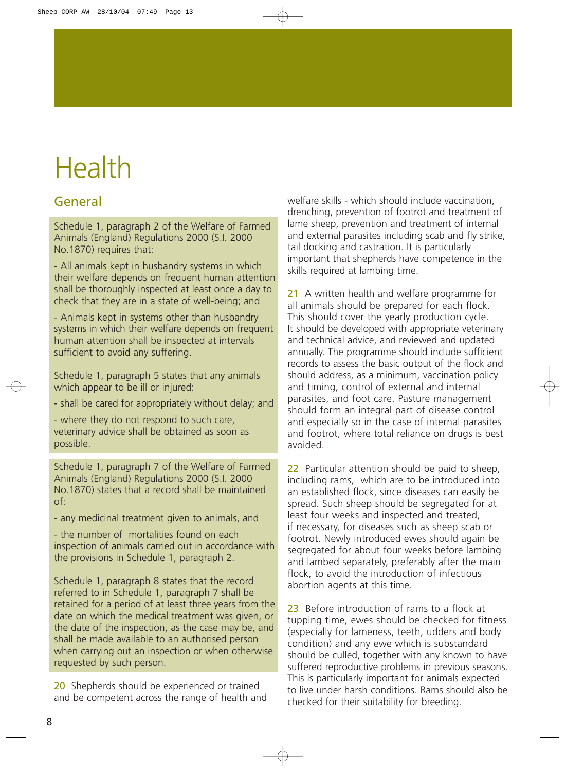# Health

## General

Schedule 1, paragraph 2 of the Welfare of Farmed Animals (England) Regulations 2000 (S.I. 2000 No.1870) requires that:

- All animals kept in husbandry systems in which their welfare depends on frequent human attention shall be thoroughly inspected at least once a day to check that they are in a state of well-being; and

- Animals kept in systems other than husbandry systems in which their welfare depends on frequent human attention shall be inspected at intervals sufficient to avoid any suffering.

Schedule 1, paragraph 5 states that any animals which appear to be ill or injured:

- shall be cared for appropriately without delay; and

- where they do not respond to such care, veterinary advice shall be obtained as soon as possible.

Schedule 1, paragraph 7 of the Welfare of Farmed Animals (England) Regulations 2000 (S.I. 2000 No.1870) states that a record shall be maintained of:

- any medicinal treatment given to animals, and

- the number of mortalities found on each inspection of animals carried out in accordance with the provisions in Schedule 1, paragraph 2.

Schedule 1, paragraph 8 states that the record referred to in Schedule 1, paragraph 7 shall be retained for a period of at least three years from the date on which the medical treatment was given, or the date of the inspection, as the case may be, and shall be made available to an authorised person when carrying out an inspection or when otherwise requested by such person.

**20** Shepherds should be experienced or trained and be competent across the range of health and welfare skills - which should include vaccination, drenching, prevention of footrot and treatment of lame sheep, prevention and treatment of internal and external parasites including scab and fly strike, tail docking and castration. It is particularly important that shepherds have competence in the skills required at lambing time.

**21** A written health and welfare programme for all animals should be prepared for each flock. This should cover the yearly production cycle. It should be developed with appropriate veterinary and technical advice, and reviewed and updated annually. The programme should include sufficient records to assess the basic output of the flock and should address, as a minimum, vaccination policy and timing, control of external and internal parasites, and foot care. Pasture management should form an integral part of disease control and especially so in the case of internal parasites and footrot, where total reliance on drugs is best avoided.

**22** Particular attention should be paid to sheep, including rams, which are to be introduced into an established flock, since diseases can easily be spread. Such sheep should be segregated for at least four weeks and inspected and treated, if necessary, for diseases such as sheep scab or footrot. Newly introduced ewes should again be segregated for about four weeks before lambing and lambed separately, preferably after the main flock, to avoid the introduction of infectious abortion agents at this time.

**23** Before introduction of rams to a flock at tupping time, ewes should be checked for fitness (especially for lameness, teeth, udders and body condition) and any ewe which is substandard should be culled, together with any known to have suffered reproductive problems in previous seasons. This is particularly important for animals expected to live under harsh conditions. Rams should also be checked for their suitability for breeding.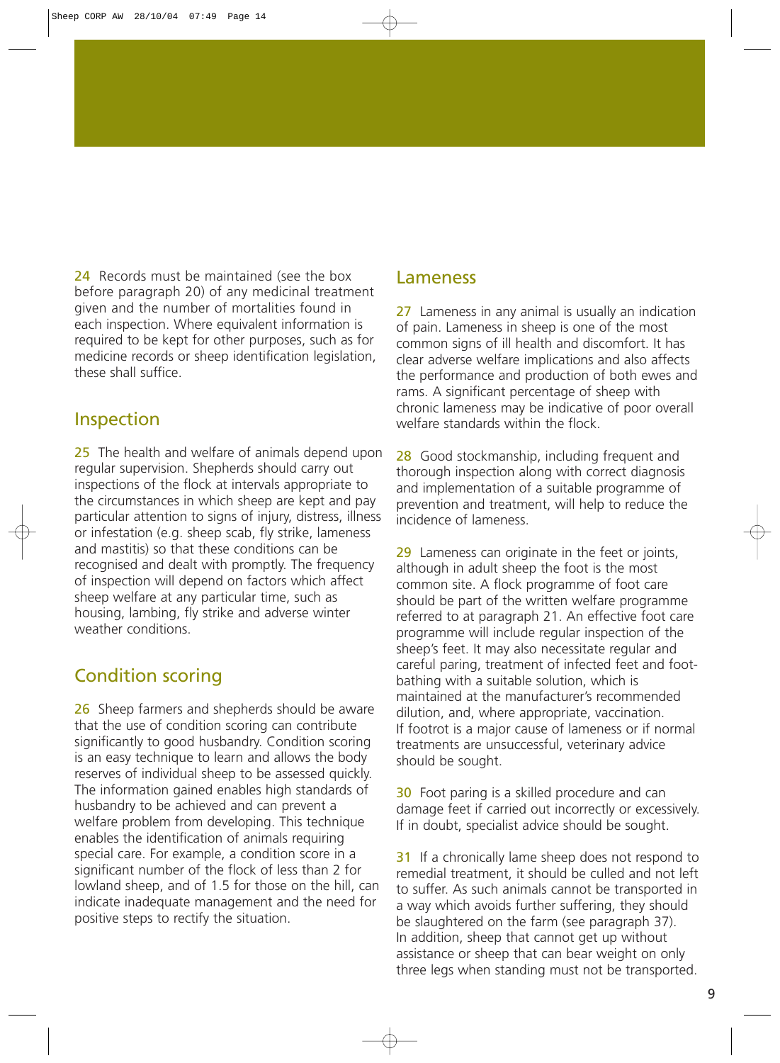24 Records must be maintained (see the box before paragraph 20) of any medicinal treatment given and the number of mortalities found in each inspection. Where equivalent information is required to be kept for other purposes, such as for medicine records or sheep identification legislation, these shall suffice.

## Inspection

25 The health and welfare of animals depend upon regular supervision. Shepherds should carry out inspections of the flock at intervals appropriate to the circumstances in which sheep are kept and pay particular attention to signs of injury, distress, illness or infestation (e.g. sheep scab, fly strike, lameness and mastitis) so that these conditions can be recognised and dealt with promptly. The frequency of inspection will depend on factors which affect sheep welfare at any particular time, such as housing, lambing, fly strike and adverse winter weather conditions.

## Condition scoring

26 Sheep farmers and shepherds should be aware that the use of condition scoring can contribute significantly to good husbandry. Condition scoring is an easy technique to learn and allows the body reserves of individual sheep to be assessed quickly. The information gained enables high standards of husbandry to be achieved and can prevent a welfare problem from developing. This technique enables the identification of animals requiring special care. For example, a condition score in a significant number of the flock of less than 2 for lowland sheep, and of 1.5 for those on the hill, can indicate inadequate management and the need for positive steps to rectify the situation.

## Lameness

27 Lameness in any animal is usually an indication of pain. Lameness in sheep is one of the most common signs of ill health and discomfort. It has clear adverse welfare implications and also affects the performance and production of both ewes and rams. A significant percentage of sheep with chronic lameness may be indicative of poor overall welfare standards within the flock.

28 Good stockmanship, including frequent and thorough inspection along with correct diagnosis and implementation of a suitable programme of prevention and treatment, will help to reduce the incidence of lameness.

29 Lameness can originate in the feet or joints, although in adult sheep the foot is the most common site. A flock programme of foot care should be part of the written welfare programme referred to at paragraph 21. An effective foot care programme will include regular inspection of the sheep's feet. It may also necessitate regular and careful paring, treatment of infected feet and foot-bathing with a suitable solution, which is maintained at the manufacturer's recommended dilution, and, where appropriate, vaccination. If footrot is a major cause of lameness or if normal treatments are unsuccessful, veterinary advice should be sought.

30 Foot paring is a skilled procedure and can damage feet if carried out incorrectly or excessively. If in doubt, specialist advice should be sought.

31 If a chronically lame sheep does not respond to remedial treatment, it should be culled and not left to suffer. As such animals cannot be transported in a way which avoids further suffering, they should be slaughtered on the farm (see paragraph 37). In addition, sheep that cannot get up without assistance or sheep that can bear weight on only three legs when standing must not be transported.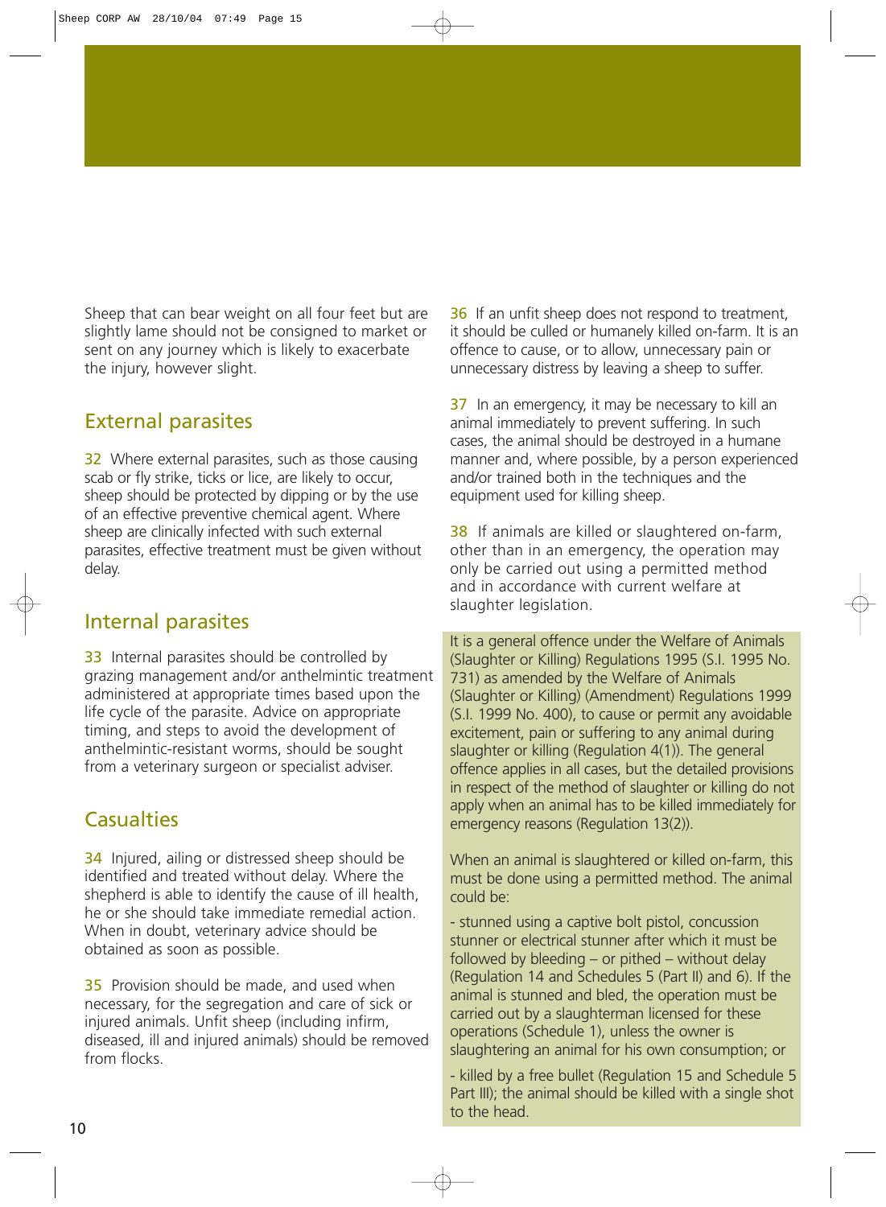Sheep that can bear weight on all four feet but are slightly lame should not be consigned to market or sent on any journey which is likely to exacerbate the injury, however slight.

## External parasites

**32** Where external parasites, such as those causing scab or fly strike, ticks or lice, are likely to occur, sheep should be protected by dipping or by the use of an effective preventive chemical agent. Where sheep are clinically infected with such external parasites, effective treatment must be given without delay.

## Internal parasites

**33** Internal parasites should be controlled by grazing management and/or anthelmintic treatment administered at appropriate times based upon the life cycle of the parasite. Advice on appropriate timing, and steps to avoid the development of anthelmintic-resistant worms, should be sought from a veterinary surgeon or specialist adviser.

## Casualties

**34** Injured, ailing or distressed sheep should be identified and treated without delay. Where the shepherd is able to identify the cause of ill health, he or she should take immediate remedial action. When in doubt, veterinary advice should be obtained as soon as possible.

**35** Provision should be made, and used when necessary, for the segregation and care of sick or injured animals. Unfit sheep (including infirm, diseased, ill and injured animals) should be removed from flocks.

**36** If an unfit sheep does not respond to treatment, it should be culled or humanely killed on-farm. It is an offence to cause, or to allow, unnecessary pain or unnecessary distress by leaving a sheep to suffer.

**37** In an emergency, it may be necessary to kill an animal immediately to prevent suffering. In such cases, the animal should be destroyed in a humane manner and, where possible, by a person experienced and/or trained both in the techniques and the equipment used for killing sheep.

**38** If animals are killed or slaughtered on-farm, other than in an emergency, the operation may only be carried out using a permitted method and in accordance with current welfare at slaughter legislation.

It is a general offence under the Welfare of Animals (Slaughter or Killing) Regulations 1995 (S.I. 1995 No. 731) as amended by the Welfare of Animals (Slaughter or Killing) (Amendment) Regulations 1999 (S.I. 1999 No. 400), to cause or permit any avoidable excitement, pain or suffering to any animal during slaughter or killing (Regulation 4(1)). The general offence applies in all cases, but the detailed provisions in respect of the method of slaughter or killing do not apply when an animal has to be killed immediately for emergency reasons (Regulation 13(2)).

When an animal is slaughtered or killed on-farm, this must be done using a permitted method. The animal could be:

- stunned using a captive bolt pistol, concussion stunner or electrical stunner after which it must be followed by bleeding – or pithed – without delay (Regulation 14 and Schedules 5 (Part II) and 6). If the animal is stunned and bled, the operation must be carried out by a slaughterman licensed for these operations (Schedule 1), unless the owner is slaughtering an animal for his own consumption; or

- killed by a free bullet (Regulation 15 and Schedule 5 Part III); the animal should be killed with a single shot to the head.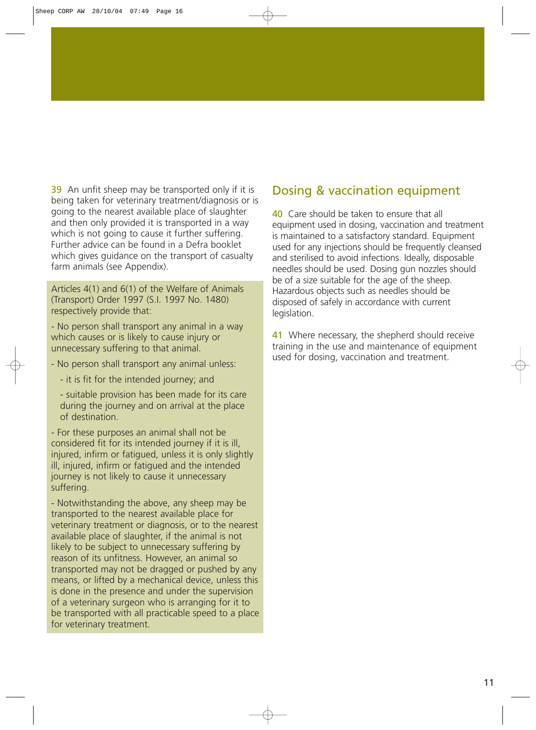**39** An unfit sheep may be transported only if it is being taken for veterinary treatment/diagnosis or is going to the nearest available place of slaughter and then only provided it is transported in a way which is not going to cause it further suffering. Further advice can be found in a Defra booklet which gives guidance on the transport of casualty farm animals (see Appendix).

> Articles 4(1) and 6(1) of the Welfare of Animals (Transport) Order 1997 (S.I. 1997 No. 1480) respectively provide that:
>
> - No person shall transport any animal in a way which causes or is likely to cause injury or unnecessary suffering to that animal.
>
> - No person shall transport any animal unless:
>     - it is fit for the intended journey; and
>     - suitable provision has been made for its care during the journey and on arrival at the place of destination.
>
> - For these purposes an animal shall not be considered fit for its intended journey if it is ill, injured, infirm or fatigued, unless it is only slightly ill, injured, infirm or fatigued and the intended journey is not likely to cause it unnecessary suffering.
>
> - Notwithstanding the above, any sheep may be transported to the nearest available place for veterinary treatment or diagnosis, or to the nearest available place of slaughter, if the animal is not likely to be subject to unnecessary suffering by reason of its unfitness. However, an animal so transported may not be dragged or pushed by any means, or lifted by a mechanical device, unless this is done in the presence and under the supervision of a veterinary surgeon who is arranging for it to be transported with all practicable speed to a place for veterinary treatment.

## Dosing & vaccination equipment

**40** Care should be taken to ensure that all equipment used in dosing, vaccination and treatment is maintained to a satisfactory standard. Equipment used for any injections should be frequently cleansed and sterilised to avoid infections. Ideally, disposable needles should be used. Dosing gun nozzles should be of a size suitable for the age of the sheep. Hazardous objects such as needles should be disposed of safely in accordance with current legislation.

**41** Where necessary, the shepherd should receive training in the use and maintenance of equipment used for dosing, vaccination and treatment.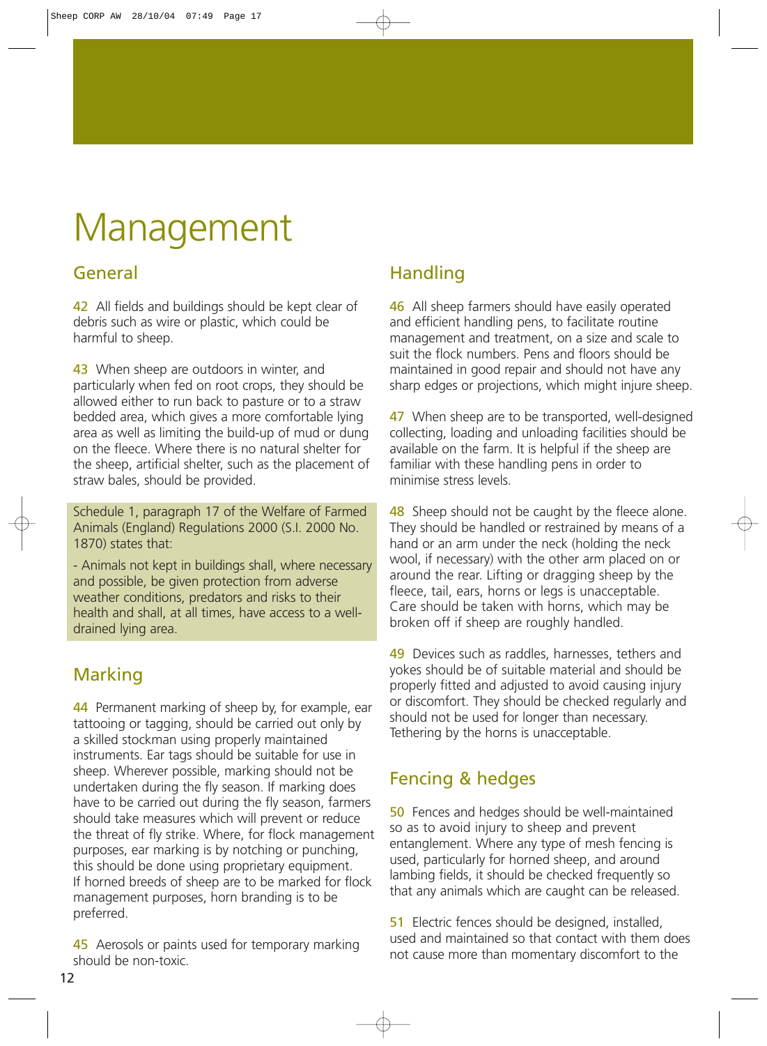# Management

## General

**42** All fields and buildings should be kept clear of debris such as wire or plastic, which could be harmful to sheep.

**43** When sheep are outdoors in winter, and particularly when fed on root crops, they should be allowed either to run back to pasture or to a straw bedded area, which gives a more comfortable lying area as well as limiting the build-up of mud or dung on the fleece. Where there is no natural shelter for the sheep, artificial shelter, such as the placement of straw bales, should be provided.

> Schedule 1, paragraph 17 of the Welfare of Farmed Animals (England) Regulations 2000 (S.I. 2000 No. 1870) states that:
>
> - Animals not kept in buildings shall, where necessary and possible, be given protection from adverse weather conditions, predators and risks to their health and shall, at all times, have access to a well-drained lying area.

## Marking

**44** Permanent marking of sheep by, for example, ear tattooing or tagging, should be carried out only by a skilled stockman using properly maintained instruments. Ear tags should be suitable for use in sheep. Wherever possible, marking should not be undertaken during the fly season. If marking does have to be carried out during the fly season, farmers should take measures which will prevent or reduce the threat of fly strike. Where, for flock management purposes, ear marking is by notching or punching, this should be done using proprietary equipment. If horned breeds of sheep are to be marked for flock management purposes, horn branding is to be preferred.

**45** Aerosols or paints used for temporary marking should be non-toxic.

## Handling

**46** All sheep farmers should have easily operated and efficient handling pens, to facilitate routine management and treatment, on a size and scale to suit the flock numbers. Pens and floors should be maintained in good repair and should not have any sharp edges or projections, which might injure sheep.

**47** When sheep are to be transported, well-designed collecting, loading and unloading facilities should be available on the farm. It is helpful if the sheep are familiar with these handling pens in order to minimise stress levels.

**48** Sheep should not be caught by the fleece alone. They should be handled or restrained by means of a hand or an arm under the neck (holding the neck wool, if necessary) with the other arm placed on or around the rear. Lifting or dragging sheep by the fleece, tail, ears, horns or legs is unacceptable. Care should be taken with horns, which may be broken off if sheep are roughly handled.

**49** Devices such as raddles, harnesses, tethers and yokes should be of suitable material and should be properly fitted and adjusted to avoid causing injury or discomfort. They should be checked regularly and should not be used for longer than necessary. Tethering by the horns is unacceptable.

## Fencing & hedges

**50** Fences and hedges should be well-maintained so as to avoid injury to sheep and prevent entanglement. Where any type of mesh fencing is used, particularly for horned sheep, and around lambing fields, it should be checked frequently so that any animals which are caught can be released.

**51** Electric fences should be designed, installed, used and maintained so that contact with them does not cause more than momentary discomfort to the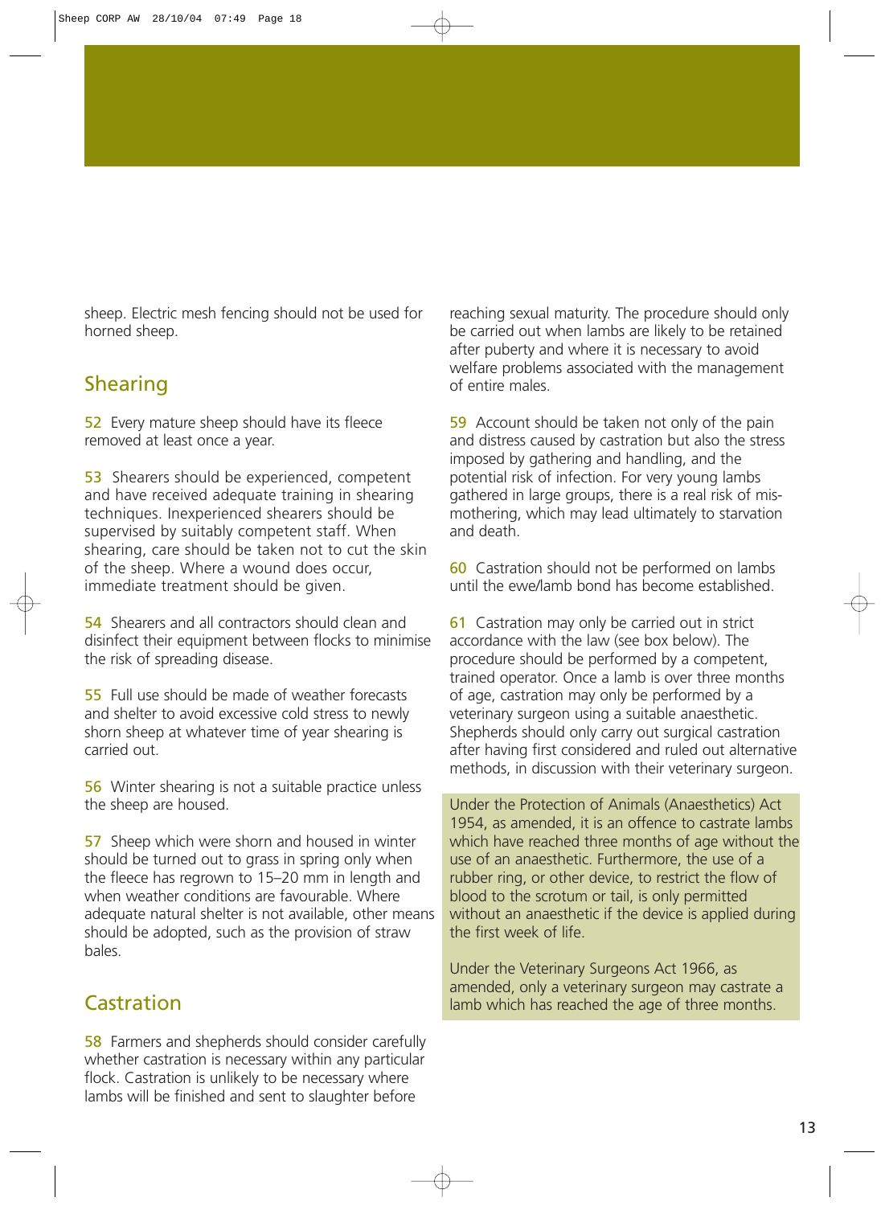sheep. Electric mesh fencing should not be used for horned sheep.

## Shearing

52 Every mature sheep should have its fleece removed at least once a year.

53 Shearers should be experienced, competent and have received adequate training in shearing techniques. Inexperienced shearers should be supervised by suitably competent staff. When shearing, care should be taken not to cut the skin of the sheep. Where a wound does occur, immediate treatment should be given.

54 Shearers and all contractors should clean and disinfect their equipment between flocks to minimise the risk of spreading disease.

55 Full use should be made of weather forecasts and shelter to avoid excessive cold stress to newly shorn sheep at whatever time of year shearing is carried out.

56 Winter shearing is not a suitable practice unless the sheep are housed.

57 Sheep which were shorn and housed in winter should be turned out to grass in spring only when the fleece has regrown to 15–20 mm in length and when weather conditions are favourable. Where adequate natural shelter is not available, other means should be adopted, such as the provision of straw bales.

## Castration

58 Farmers and shepherds should consider carefully whether castration is necessary within any particular flock. Castration is unlikely to be necessary where lambs will be finished and sent to slaughter before reaching sexual maturity. The procedure should only be carried out when lambs are likely to be retained after puberty and where it is necessary to avoid welfare problems associated with the management of entire males.

59 Account should be taken not only of the pain and distress caused by castration but also the stress imposed by gathering and handling, and the potential risk of infection. For very young lambs gathered in large groups, there is a real risk of mis-mothering, which may lead ultimately to starvation and death.

60 Castration should not be performed on lambs until the ewe/lamb bond has become established.

61 Castration may only be carried out in strict accordance with the law (see box below). The procedure should be performed by a competent, trained operator. Once a lamb is over three months of age, castration may only be performed by a veterinary surgeon using a suitable anaesthetic. Shepherds should only carry out surgical castration after having first considered and ruled out alternative methods, in discussion with their veterinary surgeon.

Under the Protection of Animals (Anaesthetics) Act 1954, as amended, it is an offence to castrate lambs which have reached three months of age without the use of an anaesthetic. Furthermore, the use of a rubber ring, or other device, to restrict the flow of blood to the scrotum or tail, is only permitted without an anaesthetic if the device is applied during the first week of life.

Under the Veterinary Surgeons Act 1966, as amended, only a veterinary surgeon may castrate a lamb which has reached the age of three months.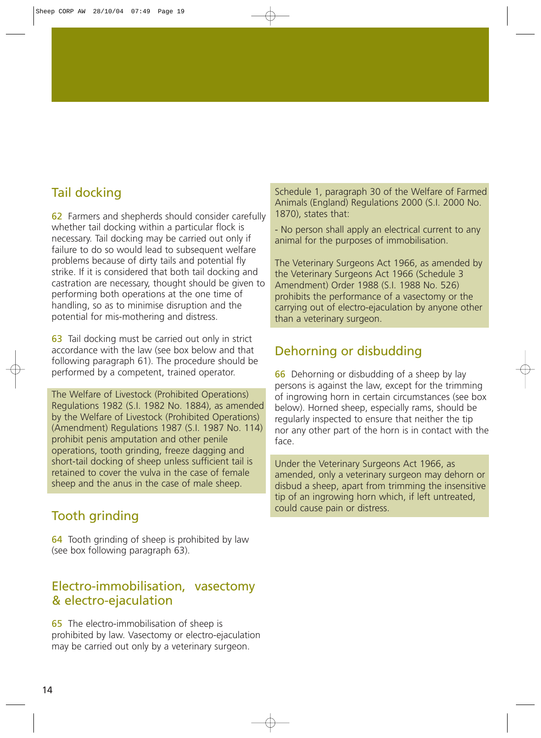## Tail docking

**62** Farmers and shepherds should consider carefully whether tail docking within a particular flock is necessary. Tail docking may be carried out only if failure to do so would lead to subsequent welfare problems because of dirty tails and potential fly strike. If it is considered that both tail docking and castration are necessary, thought should be given to performing both operations at the one time of handling, so as to minimise disruption and the potential for mis-mothering and distress.

**63** Tail docking must be carried out only in strict accordance with the law (see box below and that following paragraph 61). The procedure should be performed by a competent, trained operator.

> The Welfare of Livestock (Prohibited Operations) Regulations 1982 (S.I. 1982 No. 1884), as amended by the Welfare of Livestock (Prohibited Operations) (Amendment) Regulations 1987 (S.I. 1987 No. 114) prohibit penis amputation and other penile operations, tooth grinding, freeze dagging and short-tail docking of sheep unless sufficient tail is retained to cover the vulva in the case of female sheep and the anus in the case of male sheep.

## Tooth grinding

**64** Tooth grinding of sheep is prohibited by law (see box following paragraph 63).

## Electro-immobilisation, vasectomy & electro-ejaculation

**65** The electro-immobilisation of sheep is prohibited by law. Vasectomy or electro-ejaculation may be carried out only by a veterinary surgeon.

> Schedule 1, paragraph 30 of the Welfare of Farmed Animals (England) Regulations 2000 (S.I. 2000 No. 1870), states that:
>
> - No person shall apply an electrical current to any animal for the purposes of immobilisation.
>
> The Veterinary Surgeons Act 1966, as amended by the Veterinary Surgeons Act 1966 (Schedule 3 Amendment) Order 1988 (S.I. 1988 No. 526) prohibits the performance of a vasectomy or the carrying out of electro-ejaculation by anyone other than a veterinary surgeon.

## Dehorning or disbudding

**66** Dehorning or disbudding of a sheep by lay persons is against the law, except for the trimming of ingrowing horn in certain circumstances (see box below). Horned sheep, especially rams, should be regularly inspected to ensure that neither the tip nor any other part of the horn is in contact with the face.

> Under the Veterinary Surgeons Act 1966, as amended, only a veterinary surgeon may dehorn or disbud a sheep, apart from trimming the insensitive tip of an ingrowing horn which, if left untreated, could cause pain or distress.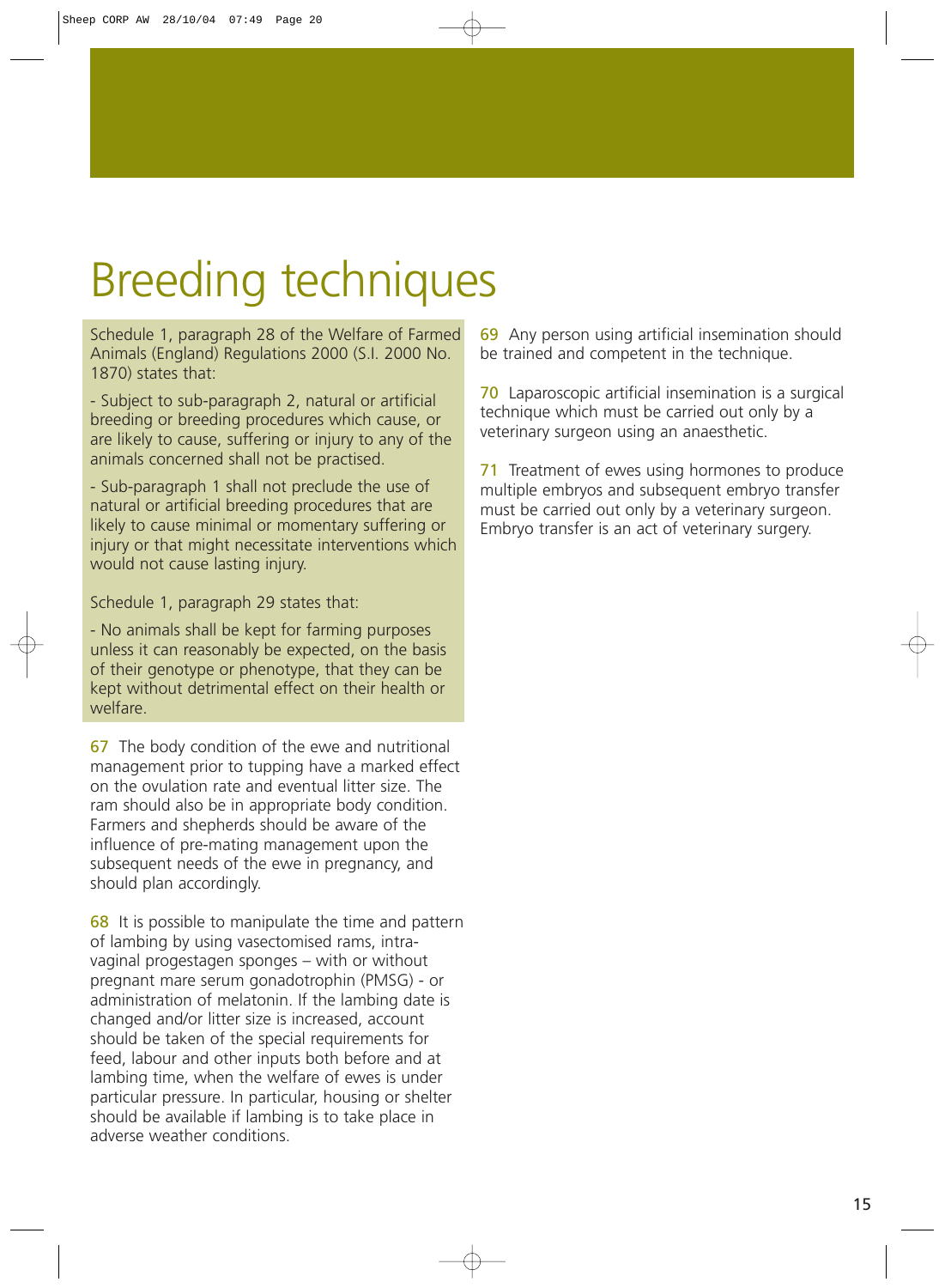# Breeding techniques

Schedule 1, paragraph 28 of the Welfare of Farmed Animals (England) Regulations 2000 (S.I. 2000 No. 1870) states that:

- Subject to sub-paragraph 2, natural or artificial breeding or breeding procedures which cause, or are likely to cause, suffering or injury to any of the animals concerned shall not be practised.

- Sub-paragraph 1 shall not preclude the use of natural or artificial breeding procedures that are likely to cause minimal or momentary suffering or injury or that might necessitate interventions which would not cause lasting injury.

Schedule 1, paragraph 29 states that:

- No animals shall be kept for farming purposes unless it can reasonably be expected, on the basis of their genotype or phenotype, that they can be kept without detrimental effect on their health or welfare.

**67** The body condition of the ewe and nutritional management prior to tupping have a marked effect on the ovulation rate and eventual litter size. The ram should also be in appropriate body condition. Farmers and shepherds should be aware of the influence of pre-mating management upon the subsequent needs of the ewe in pregnancy, and should plan accordingly.

**68** It is possible to manipulate the time and pattern of lambing by using vasectomised rams, intra-vaginal progestagen sponges – with or without pregnant mare serum gonadotrophin (PMSG) - or administration of melatonin. If the lambing date is changed and/or litter size is increased, account should be taken of the special requirements for feed, labour and other inputs both before and at lambing time, when the welfare of ewes is under particular pressure. In particular, housing or shelter should be available if lambing is to take place in adverse weather conditions.

**69** Any person using artificial insemination should be trained and competent in the technique.

**70** Laparoscopic artificial insemination is a surgical technique which must be carried out only by a veterinary surgeon using an anaesthetic.

**71** Treatment of ewes using hormones to produce multiple embryos and subsequent embryo transfer must be carried out only by a veterinary surgeon. Embryo transfer is an act of veterinary surgery.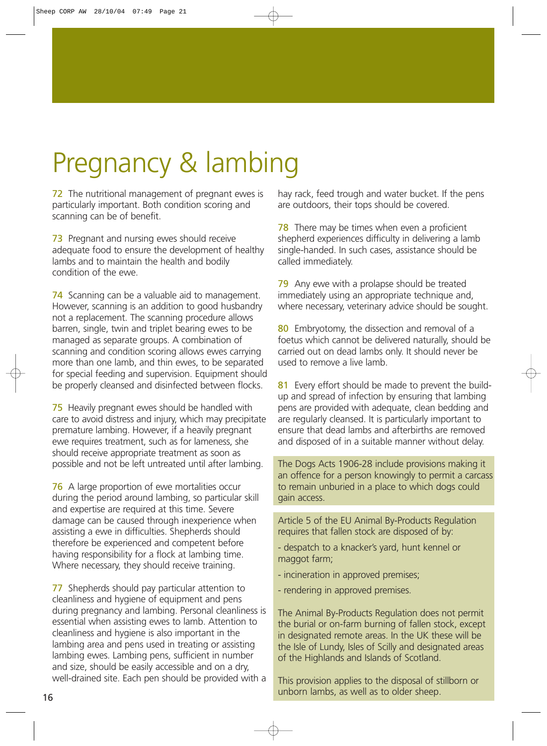# Pregnancy & lambing

**72** The nutritional management of pregnant ewes is particularly important. Both condition scoring and scanning can be of benefit.

**73** Pregnant and nursing ewes should receive adequate food to ensure the development of healthy lambs and to maintain the health and bodily condition of the ewe.

**74** Scanning can be a valuable aid to management. However, scanning is an addition to good husbandry not a replacement. The scanning procedure allows barren, single, twin and triplet bearing ewes to be managed as separate groups. A combination of scanning and condition scoring allows ewes carrying more than one lamb, and thin ewes, to be separated for special feeding and supervision. Equipment should be properly cleansed and disinfected between flocks.

**75** Heavily pregnant ewes should be handled with care to avoid distress and injury, which may precipitate premature lambing. However, if a heavily pregnant ewe requires treatment, such as for lameness, she should receive appropriate treatment as soon as possible and not be left untreated until after lambing.

**76** A large proportion of ewe mortalities occur during the period around lambing, so particular skill and expertise are required at this time. Severe damage can be caused through inexperience when assisting a ewe in difficulties. Shepherds should therefore be experienced and competent before having responsibility for a flock at lambing time. Where necessary, they should receive training.

**77** Shepherds should pay particular attention to cleanliness and hygiene of equipment and pens during pregnancy and lambing. Personal cleanliness is essential when assisting ewes to lamb. Attention to cleanliness and hygiene is also important in the lambing area and pens used in treating or assisting lambing ewes. Lambing pens, sufficient in number and size, should be easily accessible and on a dry, well-drained site. Each pen should be provided with a hay rack, feed trough and water bucket. If the pens are outdoors, their tops should be covered.

**78** There may be times when even a proficient shepherd experiences difficulty in delivering a lamb single-handed. In such cases, assistance should be called immediately.

**79** Any ewe with a prolapse should be treated immediately using an appropriate technique and, where necessary, veterinary advice should be sought.

**80** Embryotomy, the dissection and removal of a foetus which cannot be delivered naturally, should be carried out on dead lambs only. It should never be used to remove a live lamb.

**81** Every effort should be made to prevent the build-up and spread of infection by ensuring that lambing pens are provided with adequate, clean bedding and are regularly cleansed. It is particularly important to ensure that dead lambs and afterbirths are removed and disposed of in a suitable manner without delay.

> The Dogs Acts 1906-28 include provisions making it an offence for a person knowingly to permit a carcass to remain unburied in a place to which dogs could gain access.

> Article 5 of the EU Animal By-Products Regulation requires that fallen stock are disposed of by:
>
> - despatch to a knacker's yard, hunt kennel or maggot farm;
> - incineration in approved premises;
> - rendering in approved premises.
>
> The Animal By-Products Regulation does not permit the burial or on-farm burning of fallen stock, except in designated remote areas. In the UK these will be the Isle of Lundy, Isles of Scilly and designated areas of the Highlands and Islands of Scotland.
>
> This provision applies to the disposal of stillborn or unborn lambs, as well as to older sheep.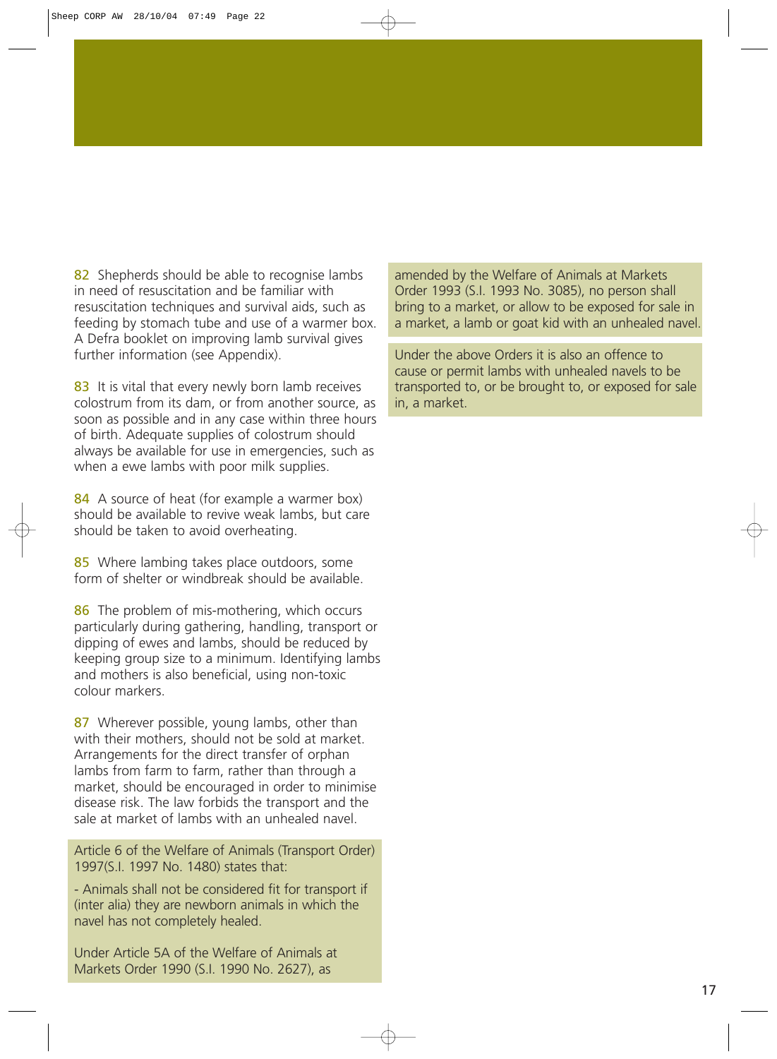**82** Shepherds should be able to recognise lambs in need of resuscitation and be familiar with resuscitation techniques and survival aids, such as feeding by stomach tube and use of a warmer box. A Defra booklet on improving lamb survival gives further information (see Appendix).

**83** It is vital that every newly born lamb receives colostrum from its dam, or from another source, as soon as possible and in any case within three hours of birth. Adequate supplies of colostrum should always be available for use in emergencies, such as when a ewe lambs with poor milk supplies.

**84** A source of heat (for example a warmer box) should be available to revive weak lambs, but care should be taken to avoid overheating.

**85** Where lambing takes place outdoors, some form of shelter or windbreak should be available.

**86** The problem of mis-mothering, which occurs particularly during gathering, handling, transport or dipping of ewes and lambs, should be reduced by keeping group size to a minimum. Identifying lambs and mothers is also beneficial, using non-toxic colour markers.

**87** Wherever possible, young lambs, other than with their mothers, should not be sold at market. Arrangements for the direct transfer of orphan lambs from farm to farm, rather than through a market, should be encouraged in order to minimise disease risk. The law forbids the transport and the sale at market of lambs with an unhealed navel.

> Article 6 of the Welfare of Animals (Transport Order) 1997(S.I. 1997 No. 1480) states that:
>
> - Animals shall not be considered fit for transport if (inter alia) they are newborn animals in which the navel has not completely healed.
>
> Under Article 5A of the Welfare of Animals at Markets Order 1990 (S.I. 1990 No. 2627), as amended by the Welfare of Animals at Markets Order 1993 (S.I. 1993 No. 3085), no person shall bring to a market, or allow to be exposed for sale in a market, a lamb or goat kid with an unhealed navel.

> Under the above Orders it is also an offence to cause or permit lambs with unhealed navels to be transported to, or be brought to, or exposed for sale in, a market.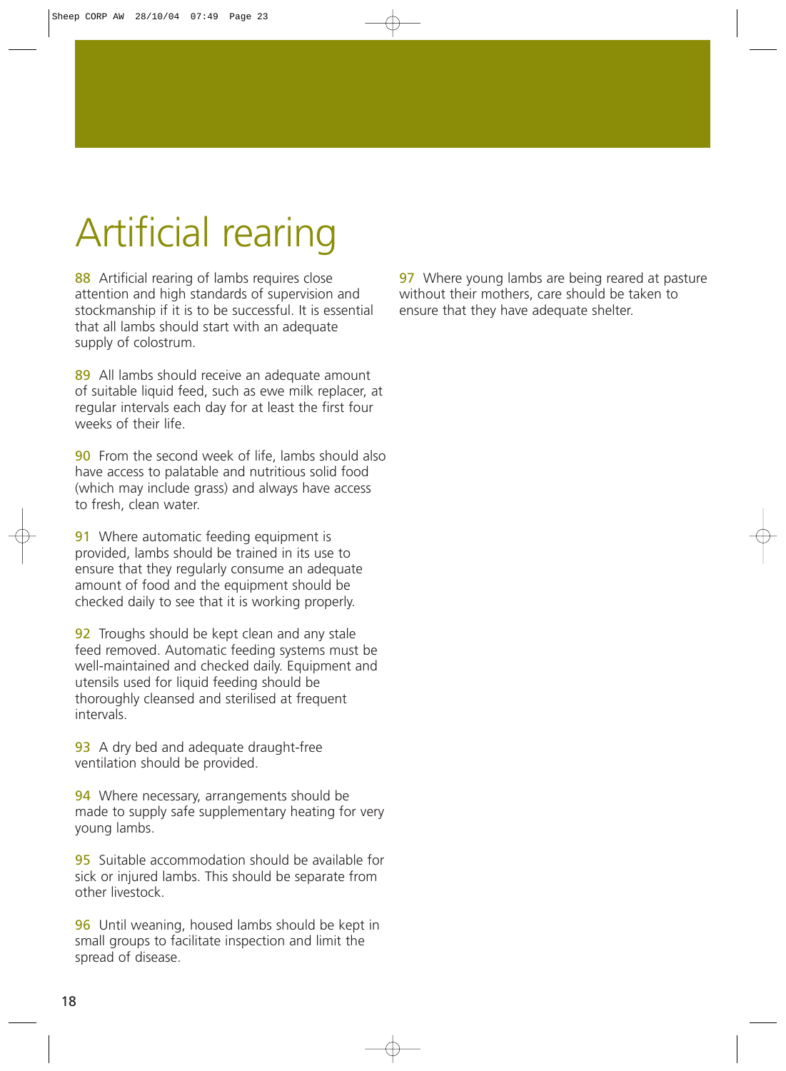# Artificial rearing

**88** Artificial rearing of lambs requires close attention and high standards of supervision and stockmanship if it is to be successful. It is essential that all lambs should start with an adequate supply of colostrum.

**89** All lambs should receive an adequate amount of suitable liquid feed, such as ewe milk replacer, at regular intervals each day for at least the first four weeks of their life.

**90** From the second week of life, lambs should also have access to palatable and nutritious solid food (which may include grass) and always have access to fresh, clean water.

**91** Where automatic feeding equipment is provided, lambs should be trained in its use to ensure that they regularly consume an adequate amount of food and the equipment should be checked daily to see that it is working properly.

**92** Troughs should be kept clean and any stale feed removed. Automatic feeding systems must be well-maintained and checked daily. Equipment and utensils used for liquid feeding should be thoroughly cleansed and sterilised at frequent intervals.

**93** A dry bed and adequate draught-free ventilation should be provided.

**94** Where necessary, arrangements should be made to supply safe supplementary heating for very young lambs.

**95** Suitable accommodation should be available for sick or injured lambs. This should be separate from other livestock.

**96** Until weaning, housed lambs should be kept in small groups to facilitate inspection and limit the spread of disease.

**97** Where young lambs are being reared at pasture without their mothers, care should be taken to ensure that they have adequate shelter.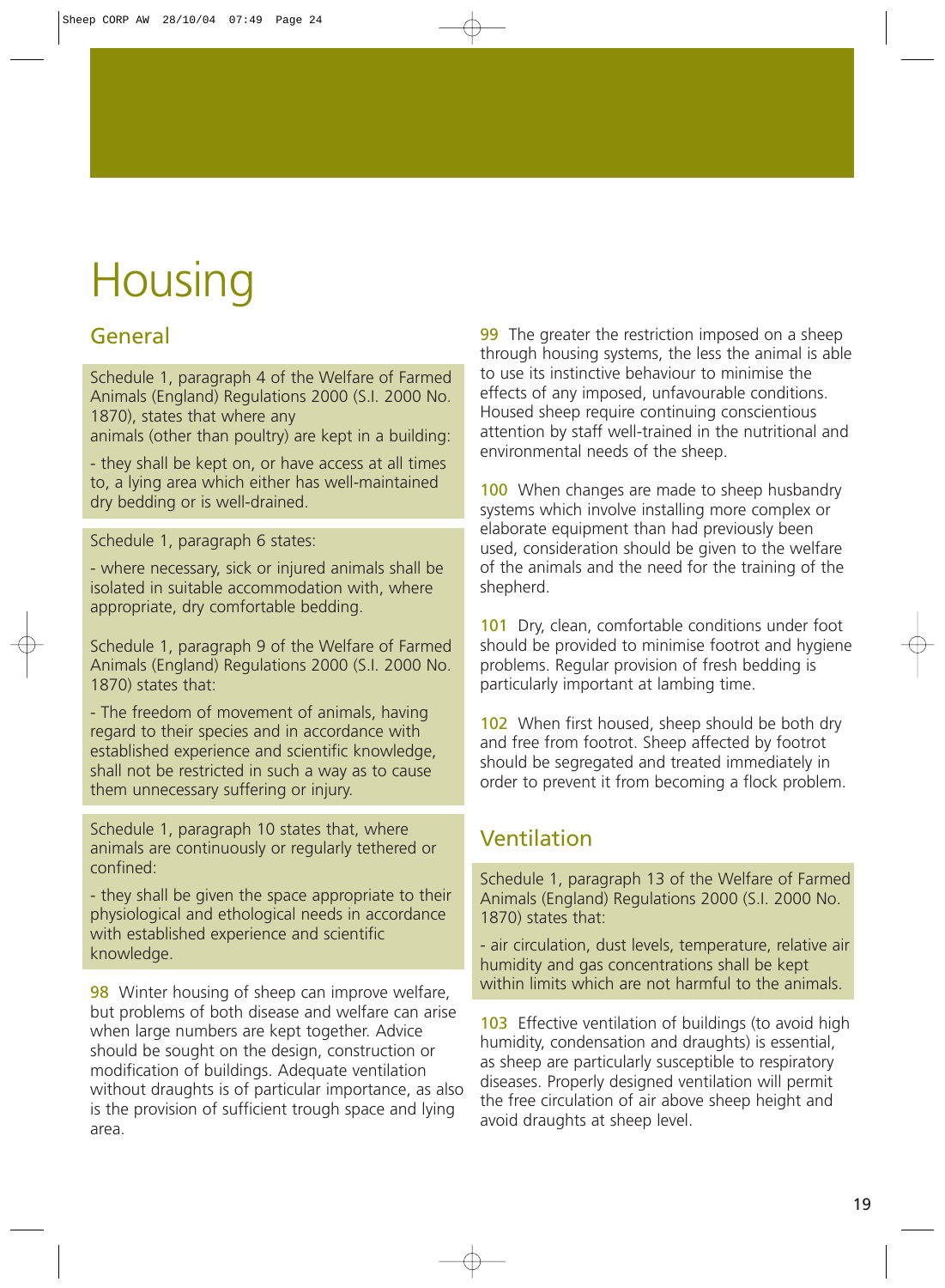# Housing

## General

Schedule 1, paragraph 4 of the Welfare of Farmed Animals (England) Regulations 2000 (S.I. 2000 No. 1870), states that where any animals (other than poultry) are kept in a building:

- they shall be kept on, or have access at all times to, a lying area which either has well-maintained dry bedding or is well-drained.

Schedule 1, paragraph 6 states:

- where necessary, sick or injured animals shall be isolated in suitable accommodation with, where appropriate, dry comfortable bedding.

Schedule 1, paragraph 9 of the Welfare of Farmed Animals (England) Regulations 2000 (S.I. 2000 No. 1870) states that:

- The freedom of movement of animals, having regard to their species and in accordance with established experience and scientific knowledge, shall not be restricted in such a way as to cause them unnecessary suffering or injury.

Schedule 1, paragraph 10 states that, where animals are continuously or regularly tethered or confined:

- they shall be given the space appropriate to their physiological and ethological needs in accordance with established experience and scientific knowledge.

**98** Winter housing of sheep can improve welfare, but problems of both disease and welfare can arise when large numbers are kept together. Advice should be sought on the design, construction or modification of buildings. Adequate ventilation without draughts is of particular importance, as also is the provision of sufficient trough space and lying area.

**99** The greater the restriction imposed on a sheep through housing systems, the less the animal is able to use its instinctive behaviour to minimise the effects of any imposed, unfavourable conditions. Housed sheep require continuing conscientious attention by staff well-trained in the nutritional and environmental needs of the sheep.

**100** When changes are made to sheep husbandry systems which involve installing more complex or elaborate equipment than had previously been used, consideration should be given to the welfare of the animals and the need for the training of the shepherd.

**101** Dry, clean, comfortable conditions under foot should be provided to minimise footrot and hygiene problems. Regular provision of fresh bedding is particularly important at lambing time.

**102** When first housed, sheep should be both dry and free from footrot. Sheep affected by footrot should be segregated and treated immediately in order to prevent it from becoming a flock problem.

## Ventilation

Schedule 1, paragraph 13 of the Welfare of Farmed Animals (England) Regulations 2000 (S.I. 2000 No. 1870) states that:

- air circulation, dust levels, temperature, relative air humidity and gas concentrations shall be kept within limits which are not harmful to the animals.

**103** Effective ventilation of buildings (to avoid high humidity, condensation and draughts) is essential, as sheep are particularly susceptible to respiratory diseases. Properly designed ventilation will permit the free circulation of air above sheep height and avoid draughts at sheep level.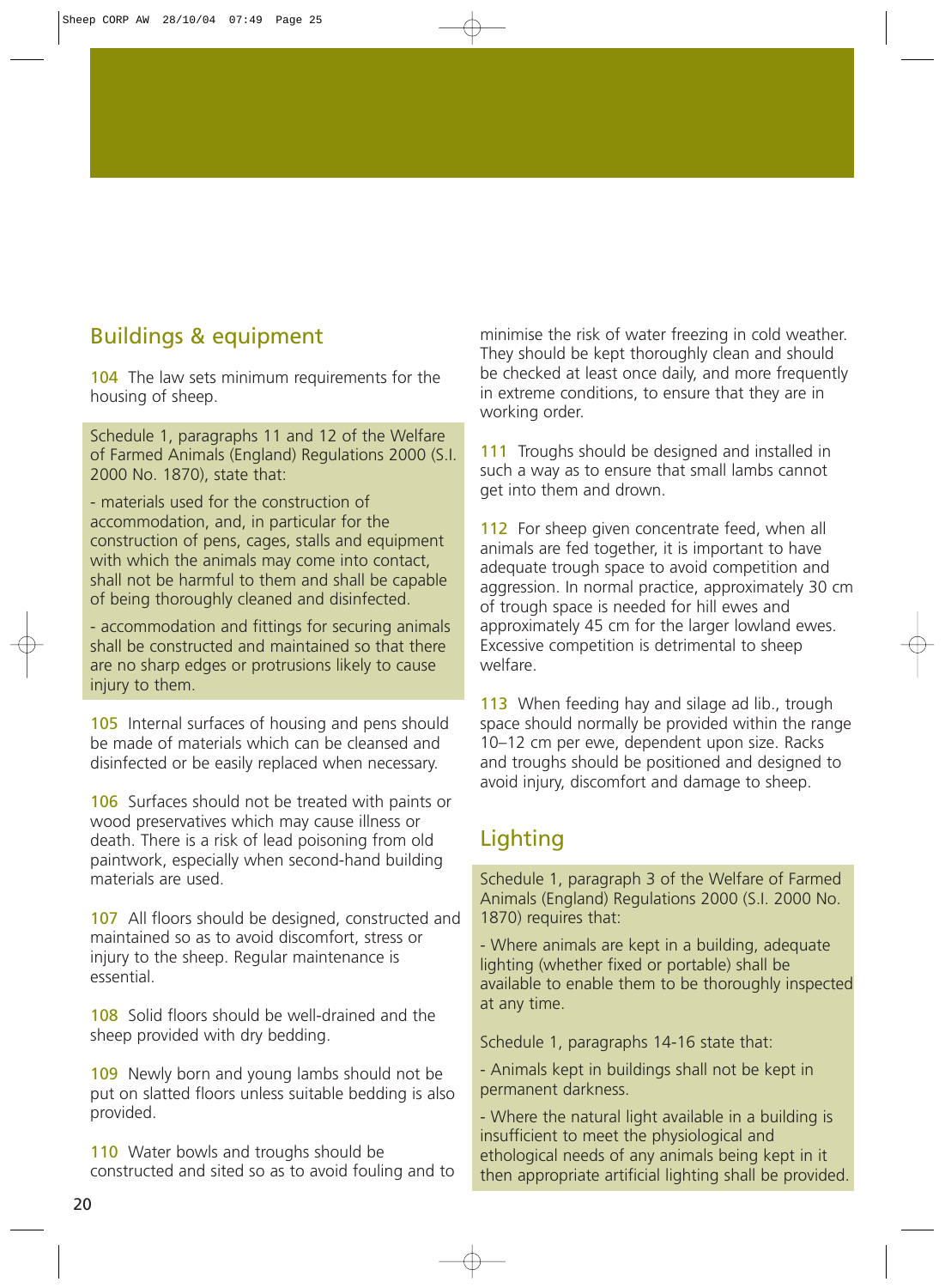## Buildings & equipment

**104** The law sets minimum requirements for the housing of sheep.

> Schedule 1, paragraphs 11 and 12 of the Welfare of Farmed Animals (England) Regulations 2000 (S.I. 2000 No. 1870), state that:
>
> - materials used for the construction of accommodation, and, in particular for the construction of pens, cages, stalls and equipment with which the animals may come into contact, shall not be harmful to them and shall be capable of being thoroughly cleaned and disinfected.
>
> - accommodation and fittings for securing animals shall be constructed and maintained so that there are no sharp edges or protrusions likely to cause injury to them.

**105** Internal surfaces of housing and pens should be made of materials which can be cleansed and disinfected or be easily replaced when necessary.

**106** Surfaces should not be treated with paints or wood preservatives which may cause illness or death. There is a risk of lead poisoning from old paintwork, especially when second-hand building materials are used.

**107** All floors should be designed, constructed and maintained so as to avoid discomfort, stress or injury to the sheep. Regular maintenance is essential.

**108** Solid floors should be well-drained and the sheep provided with dry bedding.

**109** Newly born and young lambs should not be put on slatted floors unless suitable bedding is also provided.

**110** Water bowls and troughs should be constructed and sited so as to avoid fouling and to minimise the risk of water freezing in cold weather. They should be kept thoroughly clean and should be checked at least once daily, and more frequently in extreme conditions, to ensure that they are in working order.

**111** Troughs should be designed and installed in such a way as to ensure that small lambs cannot get into them and drown.

**112** For sheep given concentrate feed, when all animals are fed together, it is important to have adequate trough space to avoid competition and aggression. In normal practice, approximately 30 cm of trough space is needed for hill ewes and approximately 45 cm for the larger lowland ewes. Excessive competition is detrimental to sheep welfare.

**113** When feeding hay and silage ad lib., trough space should normally be provided within the range 10–12 cm per ewe, dependent upon size. Racks and troughs should be positioned and designed to avoid injury, discomfort and damage to sheep.

## Lighting

> Schedule 1, paragraph 3 of the Welfare of Farmed Animals (England) Regulations 2000 (S.I. 2000 No. 1870) requires that:
>
> - Where animals are kept in a building, adequate lighting (whether fixed or portable) shall be available to enable them to be thoroughly inspected at any time.
>
> Schedule 1, paragraphs 14-16 state that:
>
> - Animals kept in buildings shall not be kept in permanent darkness.
>
> - Where the natural light available in a building is insufficient to meet the physiological and ethological needs of any animals being kept in it then appropriate artificial lighting shall be provided.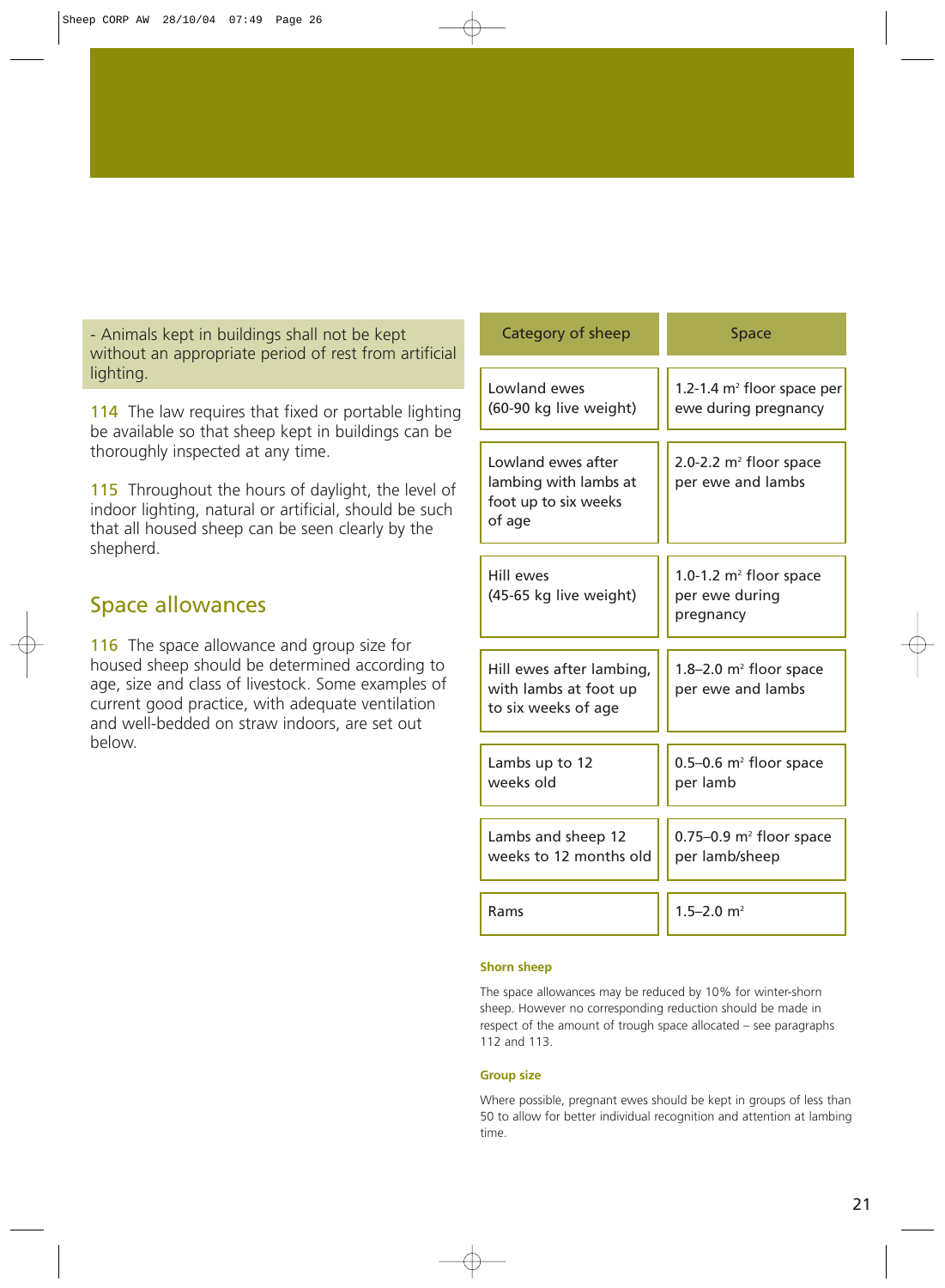- Animals kept in buildings shall not be kept without an appropriate period of rest from artificial lighting.

114 The law requires that fixed or portable lighting be available so that sheep kept in buildings can be thoroughly inspected at any time.

115 Throughout the hours of daylight, the level of indoor lighting, natural or artificial, should be such that all housed sheep can be seen clearly by the shepherd.

## Space allowances

116 The space allowance and group size for housed sheep should be determined according to age, size and class of livestock. Some examples of current good practice, with adequate ventilation and well-bedded on straw indoors, are set out below.

| Category of sheep | Space |
|---|---|
| Lowland ewes (60-90 kg live weight) | 1.2-1.4 $m^2$ floor space per ewe during pregnancy |
| Lowland ewes after lambing with lambs at foot up to six weeks of age | 2.0-2.2 $m^2$ floor space per ewe and lambs |
| Hill ewes (45-65 kg live weight) | 1.0-1.2 $m^2$ floor space per ewe during pregnancy |
| Hill ewes after lambing, with lambs at foot up to six weeks of age | 1.8–2.0 $m^2$ floor space per ewe and lambs |
| Lambs up to 12 weeks old | 0.5–0.6 $m^2$ floor space per lamb |
| Lambs and sheep 12 weeks to 12 months old | 0.75–0.9 $m^2$ floor space per lamb/sheep |
| Rams | 1.5–2.0 $m^2$ |

**Shorn sheep**

The space allowances may be reduced by 10% for winter-shorn sheep. However no corresponding reduction should be made in respect of the amount of trough space allocated – see paragraphs 112 and 113.

**Group size**

Where possible, pregnant ewes should be kept in groups of less than 50 to allow for better individual recognition and attention at lambing time.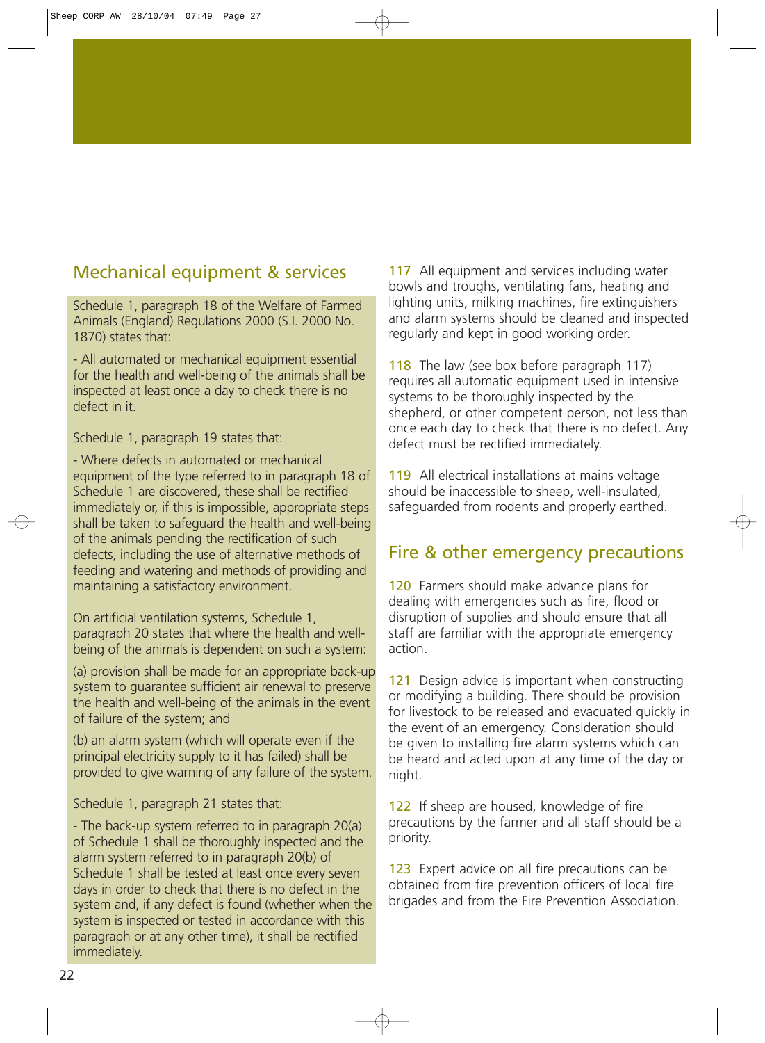## Mechanical equipment & services

Schedule 1, paragraph 18 of the Welfare of Farmed Animals (England) Regulations 2000 (S.I. 2000 No. 1870) states that:

- All automated or mechanical equipment essential for the health and well-being of the animals shall be inspected at least once a day to check there is no defect in it.

Schedule 1, paragraph 19 states that:

- Where defects in automated or mechanical equipment of the type referred to in paragraph 18 of Schedule 1 are discovered, these shall be rectified immediately or, if this is impossible, appropriate steps shall be taken to safeguard the health and well-being of the animals pending the rectification of such defects, including the use of alternative methods of feeding and watering and methods of providing and maintaining a satisfactory environment.

On artificial ventilation systems, Schedule 1, paragraph 20 states that where the health and well-being of the animals is dependent on such a system:

(a) provision shall be made for an appropriate back-up system to guarantee sufficient air renewal to preserve the health and well-being of the animals in the event of failure of the system; and

(b) an alarm system (which will operate even if the principal electricity supply to it has failed) shall be provided to give warning of any failure of the system.

Schedule 1, paragraph 21 states that:

- The back-up system referred to in paragraph 20(a) of Schedule 1 shall be thoroughly inspected and the alarm system referred to in paragraph 20(b) of Schedule 1 shall be tested at least once every seven days in order to check that there is no defect in the system and, if any defect is found (whether when the system is inspected or tested in accordance with this paragraph or at any other time), it shall be rectified immediately.

117 All equipment and services including water bowls and troughs, ventilating fans, heating and lighting units, milking machines, fire extinguishers and alarm systems should be cleaned and inspected regularly and kept in good working order.

118 The law (see box before paragraph 117) requires all automatic equipment used in intensive systems to be thoroughly inspected by the shepherd, or other competent person, not less than once each day to check that there is no defect. Any defect must be rectified immediately.

119 All electrical installations at mains voltage should be inaccessible to sheep, well-insulated, safeguarded from rodents and properly earthed.

## Fire & other emergency precautions

120 Farmers should make advance plans for dealing with emergencies such as fire, flood or disruption of supplies and should ensure that all staff are familiar with the appropriate emergency action.

121 Design advice is important when constructing or modifying a building. There should be provision for livestock to be released and evacuated quickly in the event of an emergency. Consideration should be given to installing fire alarm systems which can be heard and acted upon at any time of the day or night.

122 If sheep are housed, knowledge of fire precautions by the farmer and all staff should be a priority.

123 Expert advice on all fire precautions can be obtained from fire prevention officers of local fire brigades and from the Fire Prevention Association.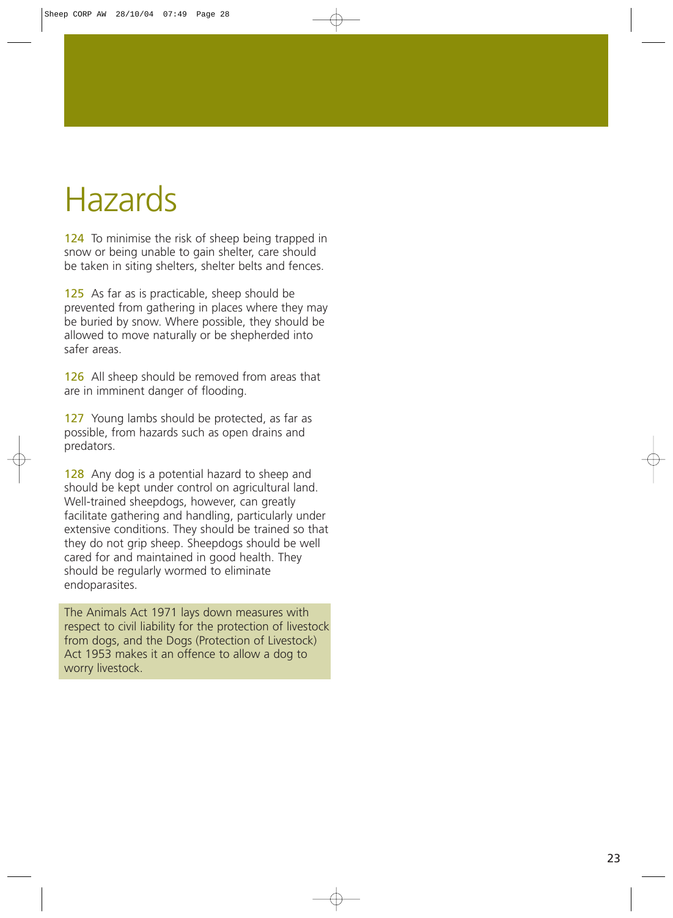# Hazards

**124** To minimise the risk of sheep being trapped in snow or being unable to gain shelter, care should be taken in siting shelters, shelter belts and fences.

**125** As far as is practicable, sheep should be prevented from gathering in places where they may be buried by snow. Where possible, they should be allowed to move naturally or be shepherded into safer areas.

**126** All sheep should be removed from areas that are in imminent danger of flooding.

**127** Young lambs should be protected, as far as possible, from hazards such as open drains and predators.

**128** Any dog is a potential hazard to sheep and should be kept under control on agricultural land. Well-trained sheepdogs, however, can greatly facilitate gathering and handling, particularly under extensive conditions. They should be trained so that they do not grip sheep. Sheepdogs should be well cared for and maintained in good health. They should be regularly wormed to eliminate endoparasites.

The Animals Act 1971 lays down measures with respect to civil liability for the protection of livestock from dogs, and the Dogs (Protection of Livestock) Act 1953 makes it an offence to allow a dog to worry livestock.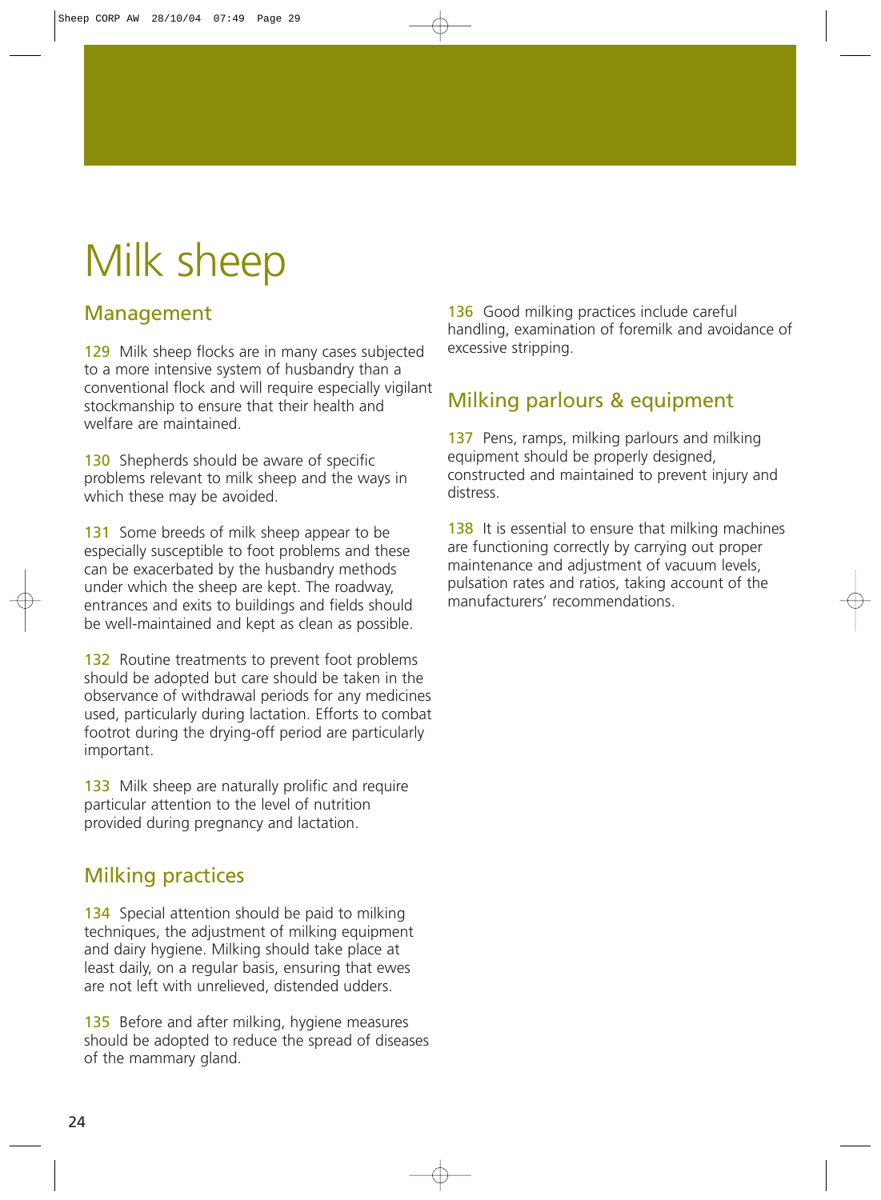# Milk sheep

## Management

129 Milk sheep flocks are in many cases subjected to a more intensive system of husbandry than a conventional flock and will require especially vigilant stockmanship to ensure that their health and welfare are maintained.

130 Shepherds should be aware of specific problems relevant to milk sheep and the ways in which these may be avoided.

131 Some breeds of milk sheep appear to be especially susceptible to foot problems and these can be exacerbated by the husbandry methods under which the sheep are kept. The roadway, entrances and exits to buildings and fields should be well-maintained and kept as clean as possible.

132 Routine treatments to prevent foot problems should be adopted but care should be taken in the observance of withdrawal periods for any medicines used, particularly during lactation. Efforts to combat footrot during the drying-off period are particularly important.

133 Milk sheep are naturally prolific and require particular attention to the level of nutrition provided during pregnancy and lactation.

## Milking practices

134 Special attention should be paid to milking techniques, the adjustment of milking equipment and dairy hygiene. Milking should take place at least daily, on a regular basis, ensuring that ewes are not left with unrelieved, distended udders.

135 Before and after milking, hygiene measures should be adopted to reduce the spread of diseases of the mammary gland.

136 Good milking practices include careful handling, examination of foremilk and avoidance of excessive stripping.

## Milking parlours & equipment

137 Pens, ramps, milking parlours and milking equipment should be properly designed, constructed and maintained to prevent injury and distress.

138 It is essential to ensure that milking machines are functioning correctly by carrying out proper maintenance and adjustment of vacuum levels, pulsation rates and ratios, taking account of the manufacturers' recommendations.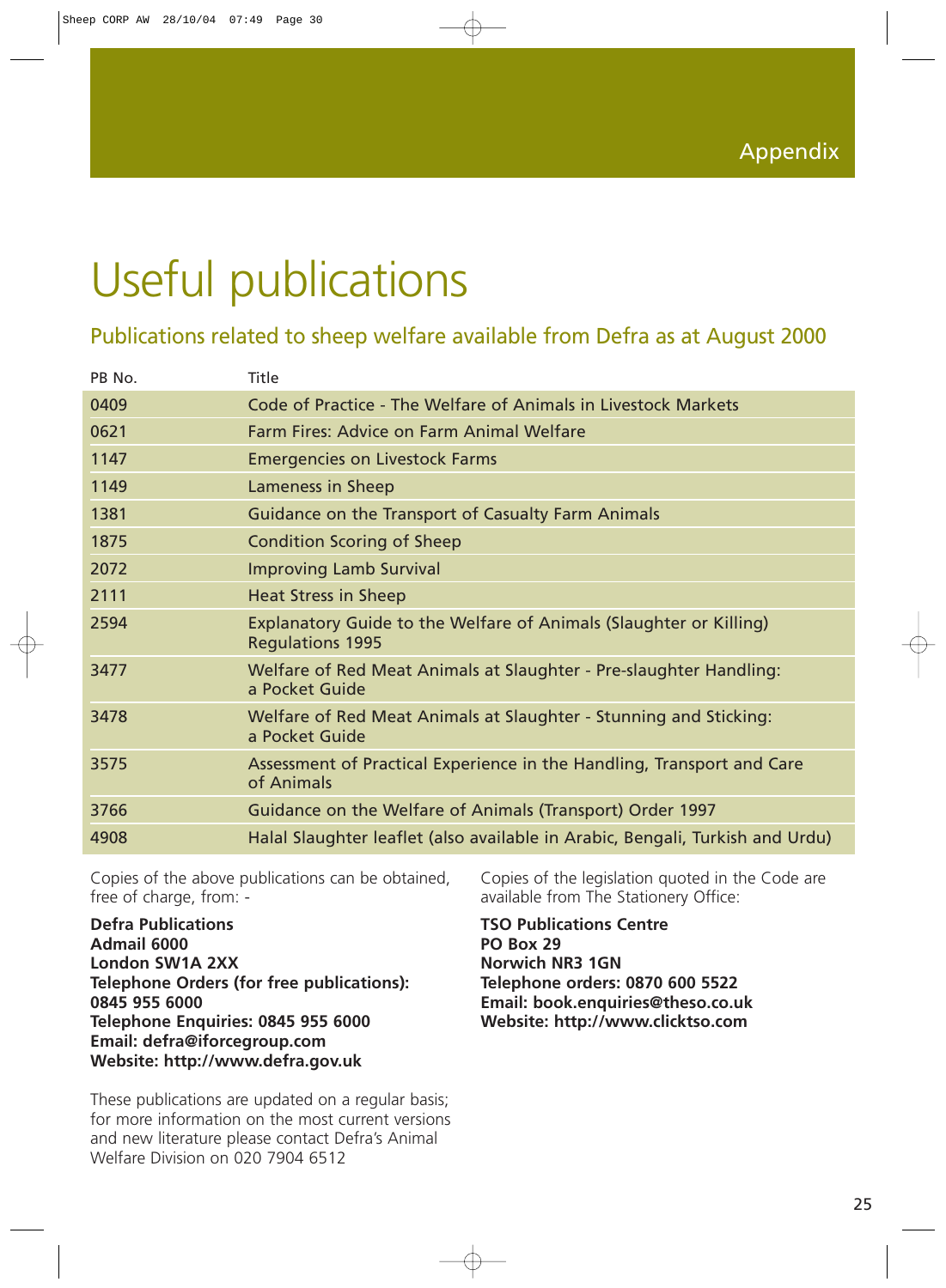Appendix

# Useful publications

## Publications related to sheep welfare available from Defra as at August 2000

| PB No. | Title |
|---|---|
| 0409 | Code of Practice - The Welfare of Animals in Livestock Markets |
| 0621 | Farm Fires: Advice on Farm Animal Welfare |
| 1147 | Emergencies on Livestock Farms |
| 1149 | Lameness in Sheep |
| 1381 | Guidance on the Transport of Casualty Farm Animals |
| 1875 | Condition Scoring of Sheep |
| 2072 | Improving Lamb Survival |
| 2111 | Heat Stress in Sheep |
| 2594 | Explanatory Guide to the Welfare of Animals (Slaughter or Killing) Regulations 1995 |
| 3477 | Welfare of Red Meat Animals at Slaughter - Pre-slaughter Handling: a Pocket Guide |
| 3478 | Welfare of Red Meat Animals at Slaughter - Stunning and Sticking: a Pocket Guide |
| 3575 | Assessment of Practical Experience in the Handling, Transport and Care of Animals |
| 3766 | Guidance on the Welfare of Animals (Transport) Order 1997 |
| 4908 | Halal Slaughter leaflet (also available in Arabic, Bengali, Turkish and Urdu) |

Copies of the above publications can be obtained, free of charge, from: -

**Defra Publications**
**Admail 6000**
**London SW1A 2XX**
**Telephone Orders (for free publications): 0845 955 6000**
**Telephone Enquiries: 0845 955 6000**
**Email: defra@iforcegroup.com**
**Website: http://www.defra.gov.uk**

These publications are updated on a regular basis; for more information on the most current versions and new literature please contact Defra's Animal Welfare Division on 020 7904 6512

Copies of the legislation quoted in the Code are available from The Stationery Office:

**TSO Publications Centre**
**PO Box 29**
**Norwich NR3 1GN**
**Telephone orders: 0870 600 5522**
**Email: book.enquiries@theso.co.uk**
**Website: http://www.clicktso.com**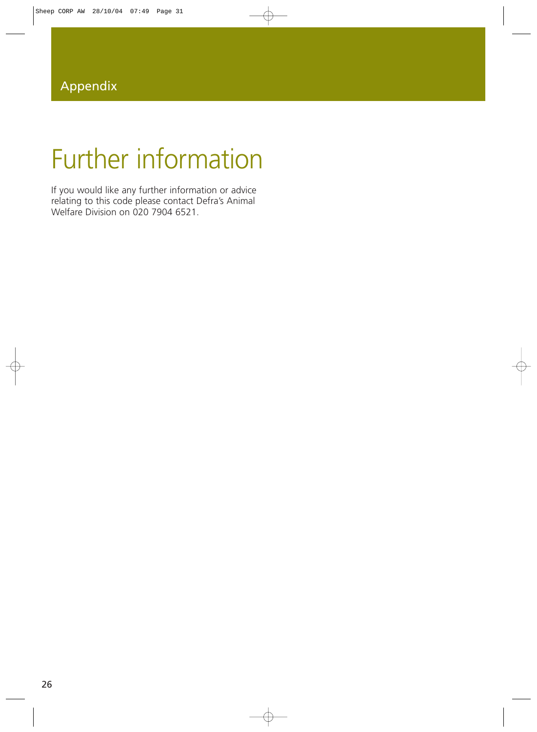Appendix

# Further information

If you would like any further information or advice relating to this code please contact Defra's Animal Welfare Division on 020 7904 6521.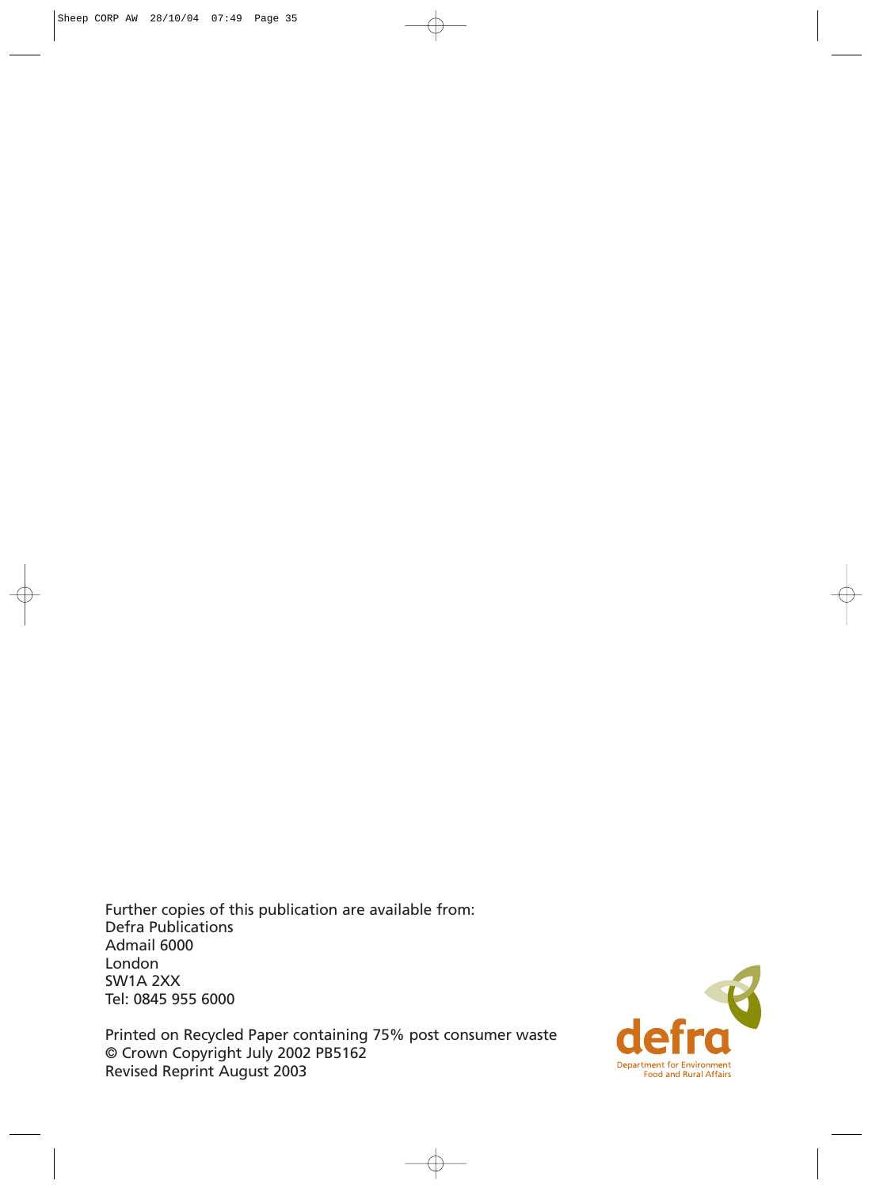Further copies of this publication are available from:
Defra Publications
Admail 6000
London
SW1A 2XX
Tel: 0845 955 6000

Printed on Recycled Paper containing 75% post consumer waste
© Crown Copyright July 2002 PB5162
Revised Reprint August 2003

defra
Department for Environment
Food and Rural Affairs